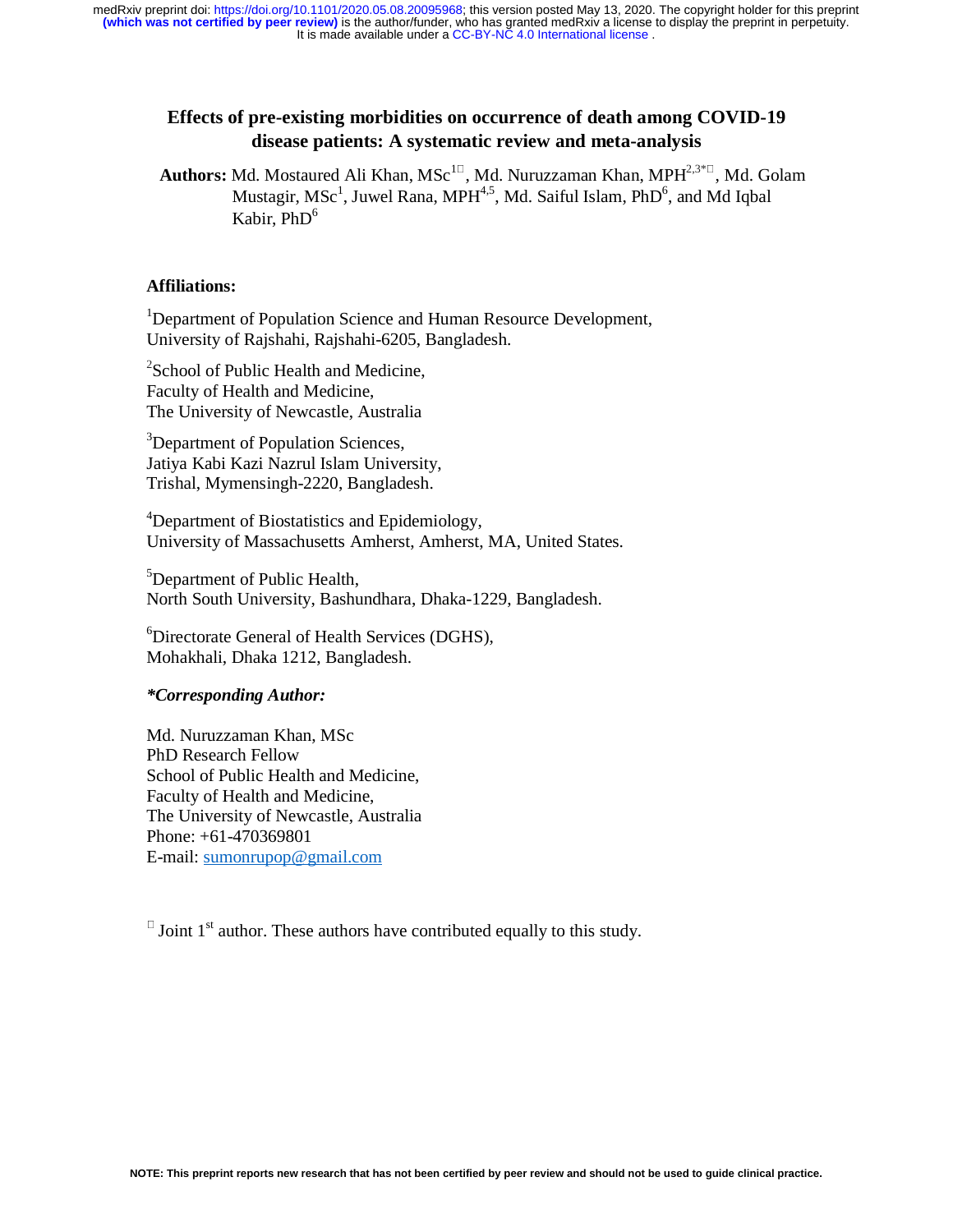medRxiv preprint doi: https://doi.org/10.1101/2020.05.08.20095968; this version posted May 13, 2020. The copyright holder for this preprint (which was not certified by peer review) is the author/funder, who has granted medRxiv a license to display the preprint in perpetuity. It is made available under a CC-BY-NC 4.0 International license .

# Effects of pre-existing morbidities on occurrence of death among COVID-19 disease patients: A systematic review and meta-analysis

**Authors:** Md. Mostaured Ali Khan, MSc[1□], Md. Nuruzzaman Khan, MPH[2,3*□], Md. Golam Mustagir, MSc[1], Juwel Rana, MPH[4,5], Md. Saiful Islam, PhD[6], and Md Iqbal Kabir, PhD[6]

**Affiliations:**

[1]Department of Population Science and Human Resource Development, University of Rajshahi, Rajshahi-6205, Bangladesh.

[2]School of Public Health and Medicine, Faculty of Health and Medicine, The University of Newcastle, Australia

[3]Department of Population Sciences, Jatiya Kabi Kazi Nazrul Islam University, Trishal, Mymensingh-2220, Bangladesh.

[4]Department of Biostatistics and Epidemiology, University of Massachusetts Amherst, Amherst, MA, United States.

[5]Department of Public Health, North South University, Bashundhara, Dhaka-1229, Bangladesh.

[6]Directorate General of Health Services (DGHS), Mohakhali, Dhaka 1212, Bangladesh.

***Corresponding Author:***

Md. Nuruzzaman Khan, MSc
PhD Research Fellow
School of Public Health and Medicine,
Faculty of Health and Medicine,
The University of Newcastle, Australia
Phone: +61-470369801
E-mail: sumonrupop@gmail.com

□ Joint 1st author. These authors have contributed equally to this study.

NOTE: This preprint reports new research that has not been certified by peer review and should not be used to guide clinical practice.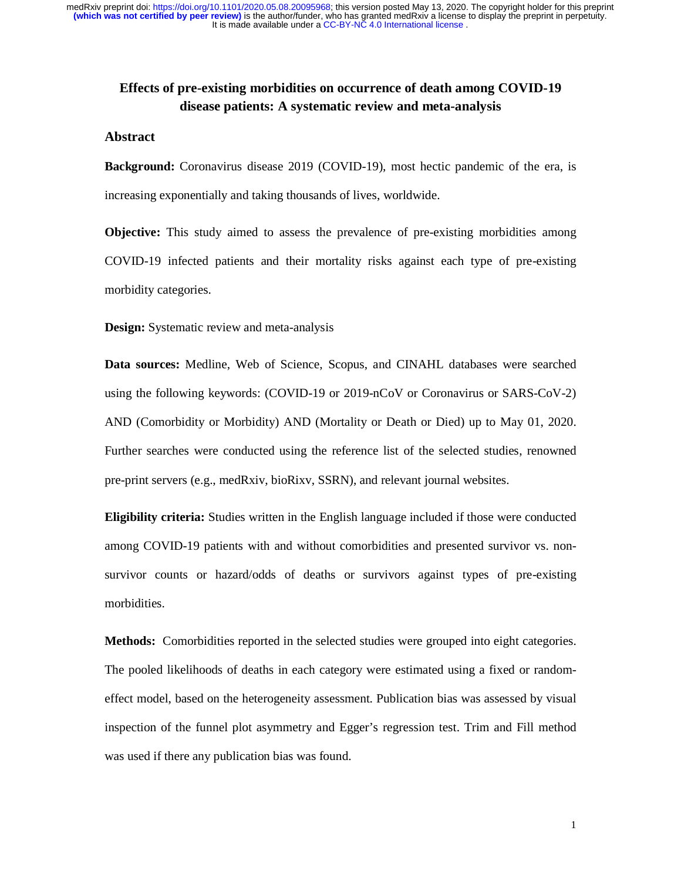**Effects of pre-existing morbidities on occurrence of death among COVID-19 disease patients: A systematic review and meta-analysis**

## Abstract

**Background:** Coronavirus disease 2019 (COVID-19), most hectic pandemic of the era, is increasing exponentially and taking thousands of lives, worldwide.

**Objective:** This study aimed to assess the prevalence of pre-existing morbidities among COVID-19 infected patients and their mortality risks against each type of pre-existing morbidity categories.

**Design:** Systematic review and meta-analysis

**Data sources:** Medline, Web of Science, Scopus, and CINAHL databases were searched using the following keywords: (COVID-19 or 2019-nCoV or Coronavirus or SARS-CoV-2) AND (Comorbidity or Morbidity) AND (Mortality or Death or Died) up to May 01, 2020. Further searches were conducted using the reference list of the selected studies, renowned pre-print servers (e.g., medRxiv, bioRixv, SSRN), and relevant journal websites.

**Eligibility criteria:** Studies written in the English language included if those were conducted among COVID-19 patients with and without comorbidities and presented survivor vs. non-survivor counts or hazard/odds of deaths or survivors against types of pre-existing morbidities.

**Methods:** Comorbidities reported in the selected studies were grouped into eight categories. The pooled likelihoods of deaths in each category were estimated using a fixed or random-effect model, based on the heterogeneity assessment. Publication bias was assessed by visual inspection of the funnel plot asymmetry and Egger's regression test. Trim and Fill method was used if there any publication bias was found.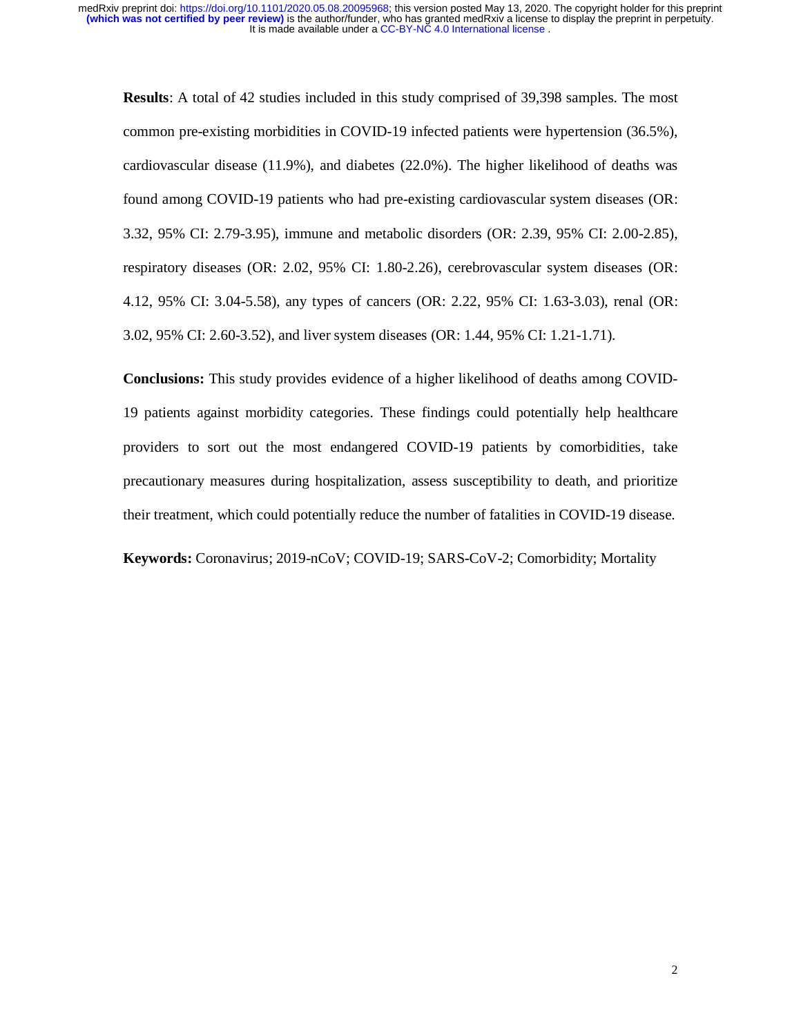**Results**: A total of 42 studies included in this study comprised of 39,398 samples. The most common pre-existing morbidities in COVID-19 infected patients were hypertension (36.5%), cardiovascular disease (11.9%), and diabetes (22.0%). The higher likelihood of deaths was found among COVID-19 patients who had pre-existing cardiovascular system diseases (OR: 3.32, 95% CI: 2.79-3.95), immune and metabolic disorders (OR: 2.39, 95% CI: 2.00-2.85), respiratory diseases (OR: 2.02, 95% CI: 1.80-2.26), cerebrovascular system diseases (OR: 4.12, 95% CI: 3.04-5.58), any types of cancers (OR: 2.22, 95% CI: 1.63-3.03), renal (OR: 3.02, 95% CI: 2.60-3.52), and liver system diseases (OR: 1.44, 95% CI: 1.21-1.71).

**Conclusions:** This study provides evidence of a higher likelihood of deaths among COVID-19 patients against morbidity categories. These findings could potentially help healthcare providers to sort out the most endangered COVID-19 patients by comorbidities, take precautionary measures during hospitalization, assess susceptibility to death, and prioritize their treatment, which could potentially reduce the number of fatalities in COVID-19 disease.

**Keywords:** Coronavirus; 2019-nCoV; COVID-19; SARS-CoV-2; Comorbidity; Mortality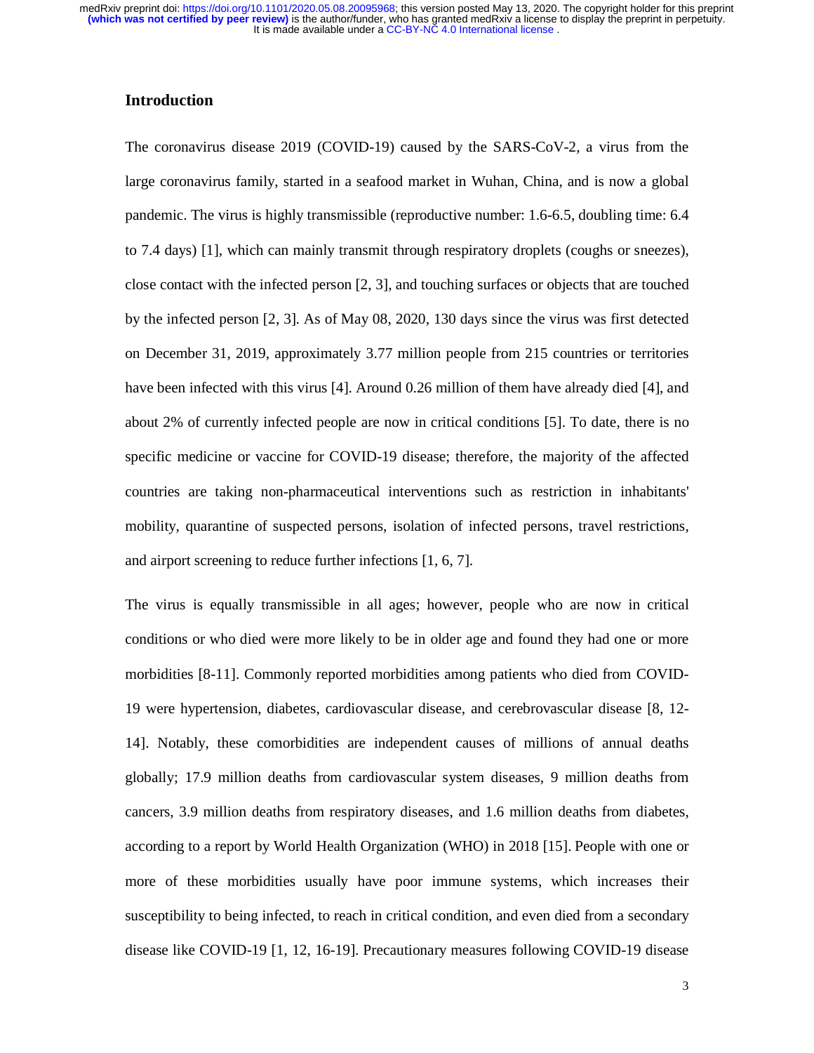## Introduction

The coronavirus disease 2019 (COVID-19) caused by the SARS-CoV-2, a virus from the large coronavirus family, started in a seafood market in Wuhan, China, and is now a global pandemic. The virus is highly transmissible (reproductive number: 1.6-6.5, doubling time: 6.4 to 7.4 days) [1], which can mainly transmit through respiratory droplets (coughs or sneezes), close contact with the infected person [2, 3], and touching surfaces or objects that are touched by the infected person [2, 3]. As of May 08, 2020, 130 days since the virus was first detected on December 31, 2019, approximately 3.77 million people from 215 countries or territories have been infected with this virus [4]. Around 0.26 million of them have already died [4], and about 2% of currently infected people are now in critical conditions [5]. To date, there is no specific medicine or vaccine for COVID-19 disease; therefore, the majority of the affected countries are taking non-pharmaceutical interventions such as restriction in inhabitants' mobility, quarantine of suspected persons, isolation of infected persons, travel restrictions, and airport screening to reduce further infections [1, 6, 7].

The virus is equally transmissible in all ages; however, people who are now in critical conditions or who died were more likely to be in older age and found they had one or more morbidities [8-11]. Commonly reported morbidities among patients who died from COVID-19 were hypertension, diabetes, cardiovascular disease, and cerebrovascular disease [8, 12-14]. Notably, these comorbidities are independent causes of millions of annual deaths globally; 17.9 million deaths from cardiovascular system diseases, 9 million deaths from cancers, 3.9 million deaths from respiratory diseases, and 1.6 million deaths from diabetes, according to a report by World Health Organization (WHO) in 2018 [15]. People with one or more of these morbidities usually have poor immune systems, which increases their susceptibility to being infected, to reach in critical condition, and even died from a secondary disease like COVID-19 [1, 12, 16-19]. Precautionary measures following COVID-19 disease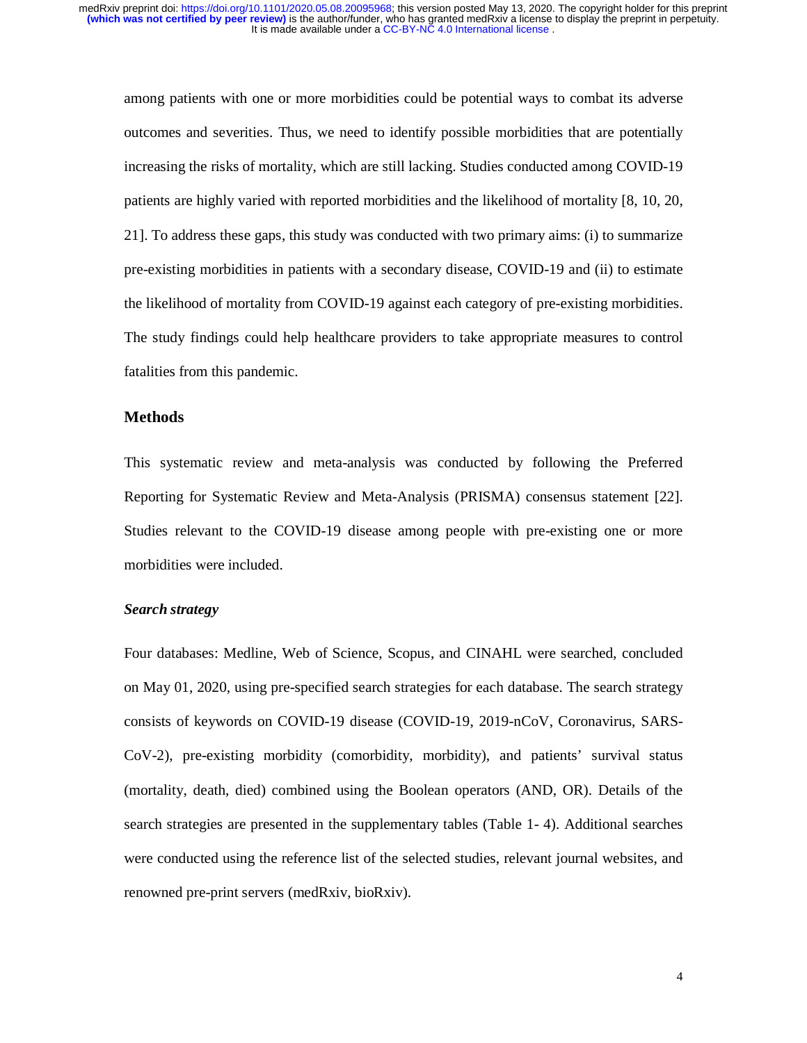among patients with one or more morbidities could be potential ways to combat its adverse outcomes and severities. Thus, we need to identify possible morbidities that are potentially increasing the risks of mortality, which are still lacking. Studies conducted among COVID-19 patients are highly varied with reported morbidities and the likelihood of mortality [8, 10, 20, 21]. To address these gaps, this study was conducted with two primary aims: (i) to summarize pre-existing morbidities in patients with a secondary disease, COVID-19 and (ii) to estimate the likelihood of mortality from COVID-19 against each category of pre-existing morbidities. The study findings could help healthcare providers to take appropriate measures to control fatalities from this pandemic.

## Methods

This systematic review and meta-analysis was conducted by following the Preferred Reporting for Systematic Review and Meta-Analysis (PRISMA) consensus statement [22]. Studies relevant to the COVID-19 disease among people with pre-existing one or more morbidities were included.

### *Search strategy*

Four databases: Medline, Web of Science, Scopus, and CINAHL were searched, concluded on May 01, 2020, using pre-specified search strategies for each database. The search strategy consists of keywords on COVID-19 disease (COVID-19, 2019-nCoV, Coronavirus, SARS-CoV-2), pre-existing morbidity (comorbidity, morbidity), and patients' survival status (mortality, death, died) combined using the Boolean operators (AND, OR). Details of the search strategies are presented in the supplementary tables (Table 1- 4). Additional searches were conducted using the reference list of the selected studies, relevant journal websites, and renowned pre-print servers (medRxiv, bioRxiv).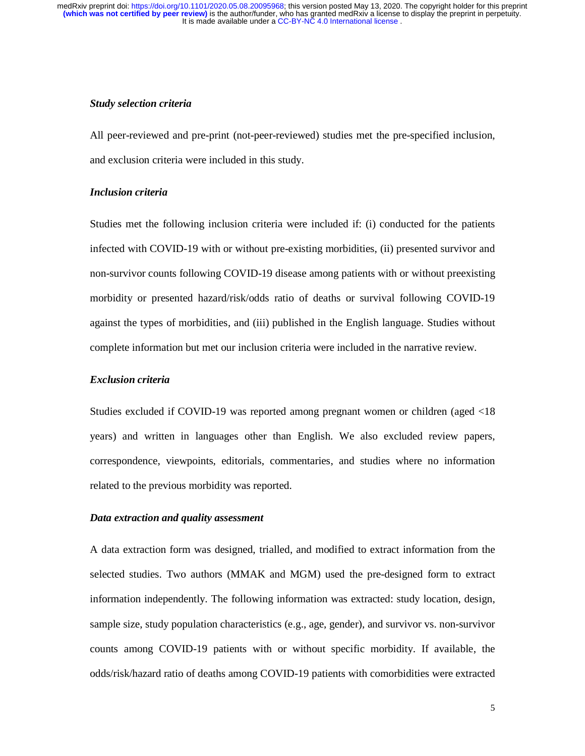### *Study selection criteria*

All peer-reviewed and pre-print (not-peer-reviewed) studies met the pre-specified inclusion, and exclusion criteria were included in this study.

### *Inclusion criteria*

Studies met the following inclusion criteria were included if: (i) conducted for the patients infected with COVID-19 with or without pre-existing morbidities, (ii) presented survivor and non-survivor counts following COVID-19 disease among patients with or without preexisting morbidity or presented hazard/risk/odds ratio of deaths or survival following COVID-19 against the types of morbidities, and (iii) published in the English language. Studies without complete information but met our inclusion criteria were included in the narrative review.

### *Exclusion criteria*

Studies excluded if COVID-19 was reported among pregnant women or children (aged <18 years) and written in languages other than English. We also excluded review papers, correspondence, viewpoints, editorials, commentaries, and studies where no information related to the previous morbidity was reported.

### *Data extraction and quality assessment*

A data extraction form was designed, trialled, and modified to extract information from the selected studies. Two authors (MMAK and MGM) used the pre-designed form to extract information independently. The following information was extracted: study location, design, sample size, study population characteristics (e.g., age, gender), and survivor vs. non-survivor counts among COVID-19 patients with or without specific morbidity. If available, the odds/risk/hazard ratio of deaths among COVID-19 patients with comorbidities were extracted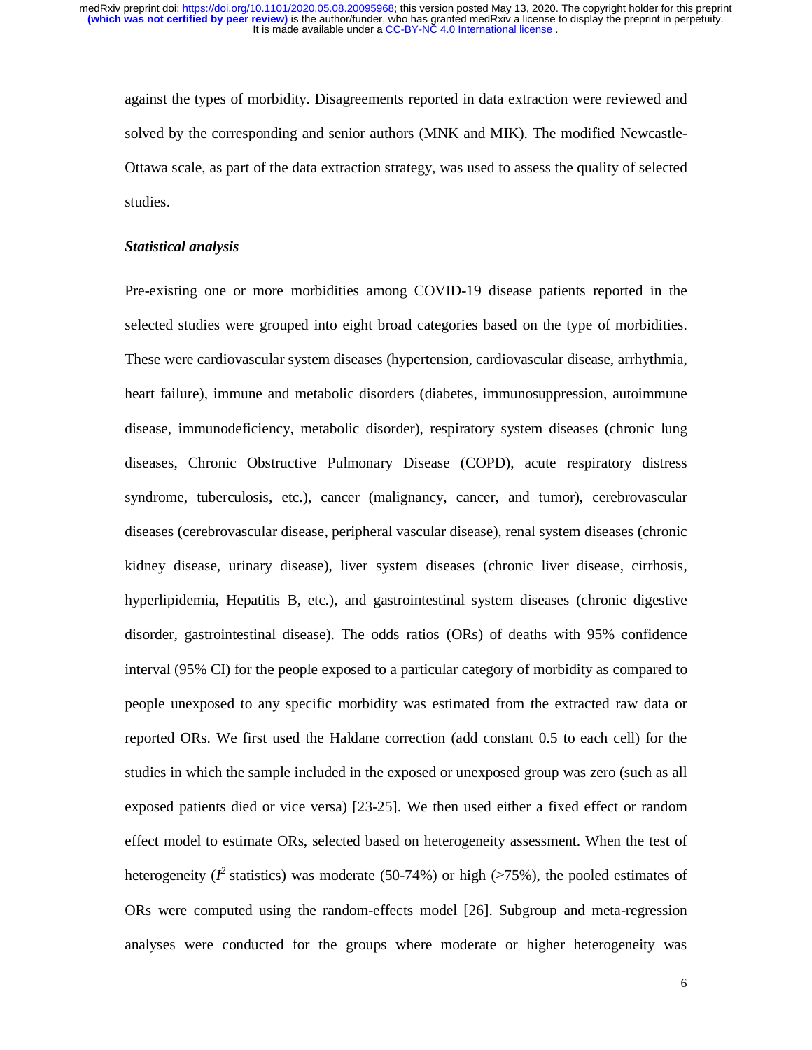against the types of morbidity. Disagreements reported in data extraction were reviewed and solved by the corresponding and senior authors (MNK and MIK). The modified Newcastle-Ottawa scale, as part of the data extraction strategy, was used to assess the quality of selected studies.

***Statistical analysis***

Pre-existing one or more morbidities among COVID-19 disease patients reported in the selected studies were grouped into eight broad categories based on the type of morbidities. These were cardiovascular system diseases (hypertension, cardiovascular disease, arrhythmia, heart failure), immune and metabolic disorders (diabetes, immunosuppression, autoimmune disease, immunodeficiency, metabolic disorder), respiratory system diseases (chronic lung diseases, Chronic Obstructive Pulmonary Disease (COPD), acute respiratory distress syndrome, tuberculosis, etc.), cancer (malignancy, cancer, and tumor), cerebrovascular diseases (cerebrovascular disease, peripheral vascular disease), renal system diseases (chronic kidney disease, urinary disease), liver system diseases (chronic liver disease, cirrhosis, hyperlipidemia, Hepatitis B, etc.), and gastrointestinal system diseases (chronic digestive disorder, gastrointestinal disease). The odds ratios (ORs) of deaths with 95% confidence interval (95% CI) for the people exposed to a particular category of morbidity as compared to people unexposed to any specific morbidity was estimated from the extracted raw data or reported ORs. We first used the Haldane correction (add constant 0.5 to each cell) for the studies in which the sample included in the exposed or unexposed group was zero (such as all exposed patients died or vice versa) [23-25]. We then used either a fixed effect or random effect model to estimate ORs, selected based on heterogeneity assessment. When the test of heterogeneity ($I^2$ statistics) was moderate (50-74%) or high (≥75%), the pooled estimates of ORs were computed using the random-effects model [26]. Subgroup and meta-regression analyses were conducted for the groups where moderate or higher heterogeneity was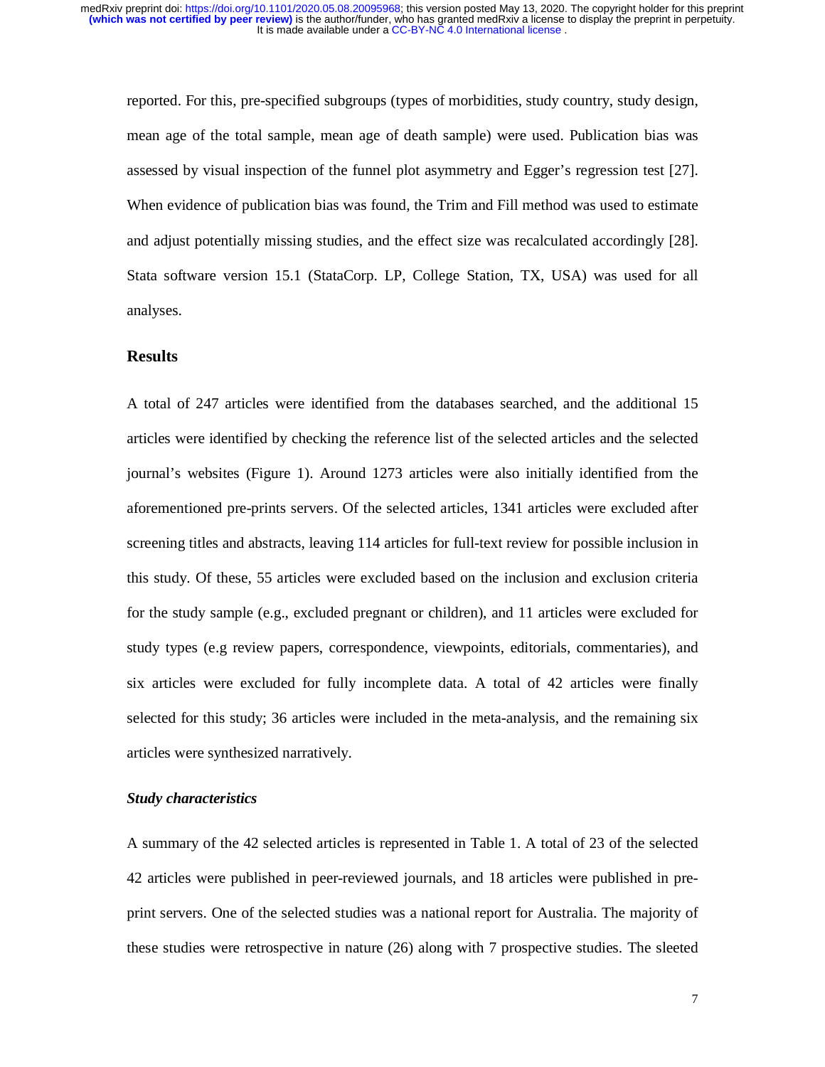reported. For this, pre-specified subgroups (types of morbidities, study country, study design, mean age of the total sample, mean age of death sample) were used. Publication bias was assessed by visual inspection of the funnel plot asymmetry and Egger's regression test [27]. When evidence of publication bias was found, the Trim and Fill method was used to estimate and adjust potentially missing studies, and the effect size was recalculated accordingly [28]. Stata software version 15.1 (StataCorp. LP, College Station, TX, USA) was used for all analyses.

## Results

A total of 247 articles were identified from the databases searched, and the additional 15 articles were identified by checking the reference list of the selected articles and the selected journal's websites (Figure 1). Around 1273 articles were also initially identified from the aforementioned pre-prints servers. Of the selected articles, 1341 articles were excluded after screening titles and abstracts, leaving 114 articles for full-text review for possible inclusion in this study. Of these, 55 articles were excluded based on the inclusion and exclusion criteria for the study sample (e.g., excluded pregnant or children), and 11 articles were excluded for study types (e.g review papers, correspondence, viewpoints, editorials, commentaries), and six articles were excluded for fully incomplete data. A total of 42 articles were finally selected for this study; 36 articles were included in the meta-analysis, and the remaining six articles were synthesized narratively.

### *Study characteristics*

A summary of the 42 selected articles is represented in Table 1. A total of 23 of the selected 42 articles were published in peer-reviewed journals, and 18 articles were published in pre-print servers. One of the selected studies was a national report for Australia. The majority of these studies were retrospective in nature (26) along with 7 prospective studies. The sleeted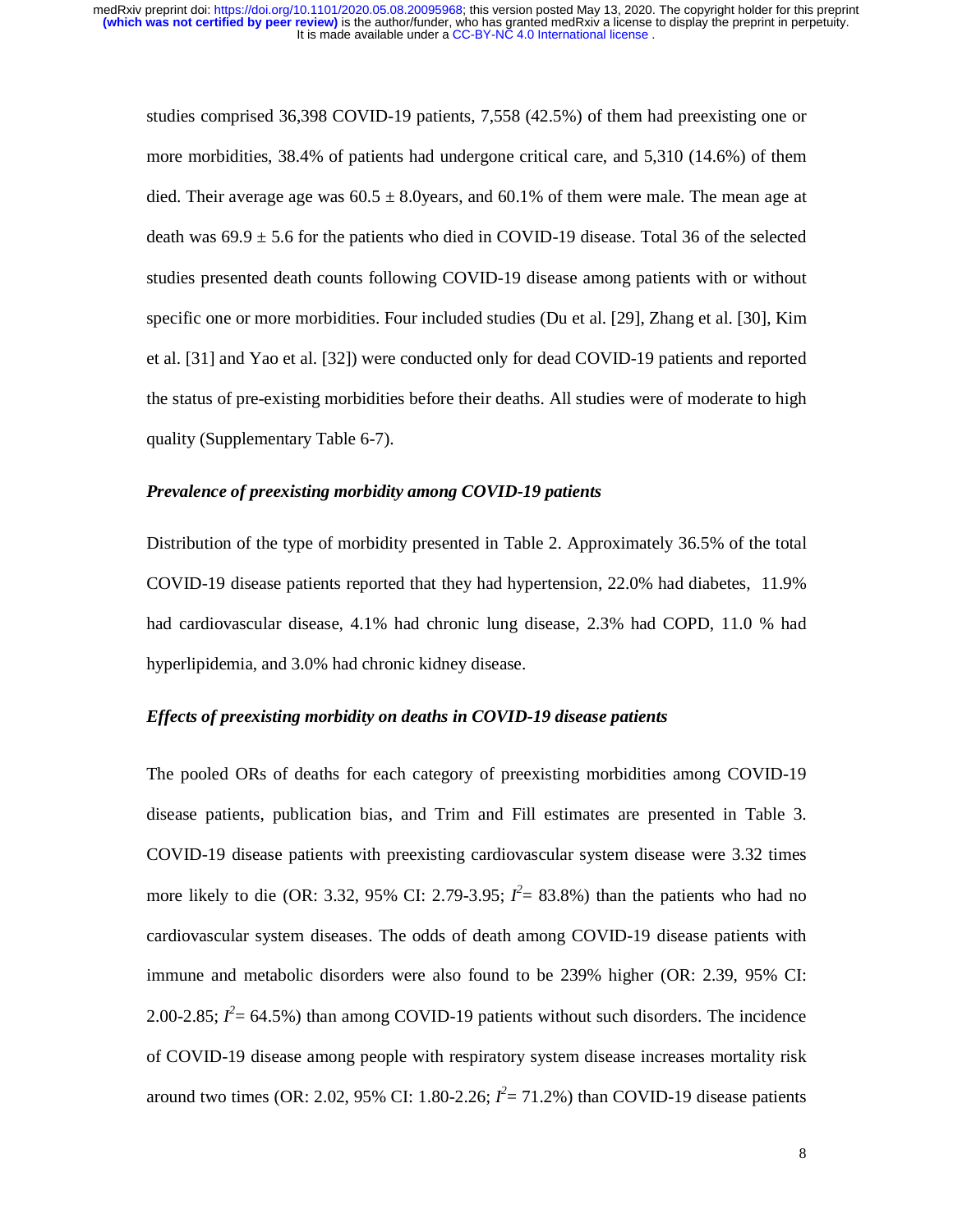studies comprised 36,398 COVID-19 patients, 7,558 (42.5%) of them had preexisting one or more morbidities, 38.4% of patients had undergone critical care, and 5,310 (14.6%) of them died. Their average age was 60.5 ± 8.0years, and 60.1% of them were male. The mean age at death was 69.9 ± 5.6 for the patients who died in COVID-19 disease. Total 36 of the selected studies presented death counts following COVID-19 disease among patients with or without specific one or more morbidities. Four included studies (Du et al. [29], Zhang et al. [30], Kim et al. [31] and Yao et al. [32]) were conducted only for dead COVID-19 patients and reported the status of pre-existing morbidities before their deaths. All studies were of moderate to high quality (Supplementary Table 6-7).

### *Prevalence of preexisting morbidity among COVID-19 patients*

Distribution of the type of morbidity presented in Table 2. Approximately 36.5% of the total COVID-19 disease patients reported that they had hypertension, 22.0% had diabetes, 11.9% had cardiovascular disease, 4.1% had chronic lung disease, 2.3% had COPD, 11.0 % had hyperlipidemia, and 3.0% had chronic kidney disease.

### *Effects of preexisting morbidity on deaths in COVID-19 disease patients*

The pooled ORs of deaths for each category of preexisting morbidities among COVID-19 disease patients, publication bias, and Trim and Fill estimates are presented in Table 3. COVID-19 disease patients with preexisting cardiovascular system disease were 3.32 times more likely to die (OR: 3.32, 95% CI: 2.79-3.95; $I^2$= 83.8%) than the patients who had no cardiovascular system diseases. The odds of death among COVID-19 disease patients with immune and metabolic disorders were also found to be 239% higher (OR: 2.39, 95% CI: 2.00-2.85; $I^2$= 64.5%) than among COVID-19 patients without such disorders. The incidence of COVID-19 disease among people with respiratory system disease increases mortality risk around two times (OR: 2.02, 95% CI: 1.80-2.26; $I^2$= 71.2%) than COVID-19 disease patients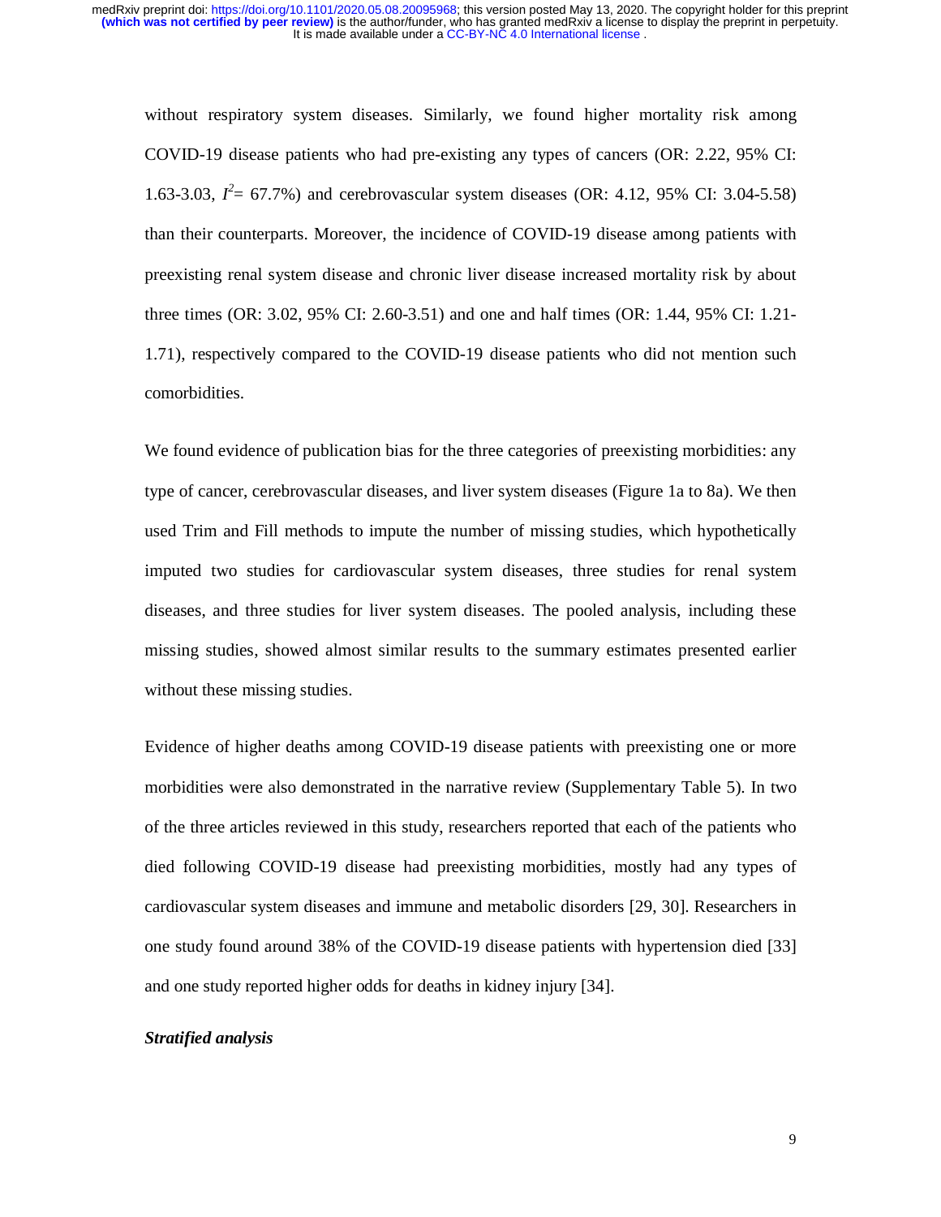without respiratory system diseases. Similarly, we found higher mortality risk among COVID-19 disease patients who had pre-existing any types of cancers (OR: 2.22, 95% CI: 1.63-3.03, $I^2$= 67.7%) and cerebrovascular system diseases (OR: 4.12, 95% CI: 3.04-5.58) than their counterparts. Moreover, the incidence of COVID-19 disease among patients with preexisting renal system disease and chronic liver disease increased mortality risk by about three times (OR: 3.02, 95% CI: 2.60-3.51) and one and half times (OR: 1.44, 95% CI: 1.21-1.71), respectively compared to the COVID-19 disease patients who did not mention such comorbidities.

We found evidence of publication bias for the three categories of preexisting morbidities: any type of cancer, cerebrovascular diseases, and liver system diseases (Figure 1a to 8a). We then used Trim and Fill methods to impute the number of missing studies, which hypothetically imputed two studies for cardiovascular system diseases, three studies for renal system diseases, and three studies for liver system diseases. The pooled analysis, including these missing studies, showed almost similar results to the summary estimates presented earlier without these missing studies.

Evidence of higher deaths among COVID-19 disease patients with preexisting one or more morbidities were also demonstrated in the narrative review (Supplementary Table 5). In two of the three articles reviewed in this study, researchers reported that each of the patients who died following COVID-19 disease had preexisting morbidities, mostly had any types of cardiovascular system diseases and immune and metabolic disorders [29, 30]. Researchers in one study found around 38% of the COVID-19 disease patients with hypertension died [33] and one study reported higher odds for deaths in kidney injury [34].

***Stratified analysis***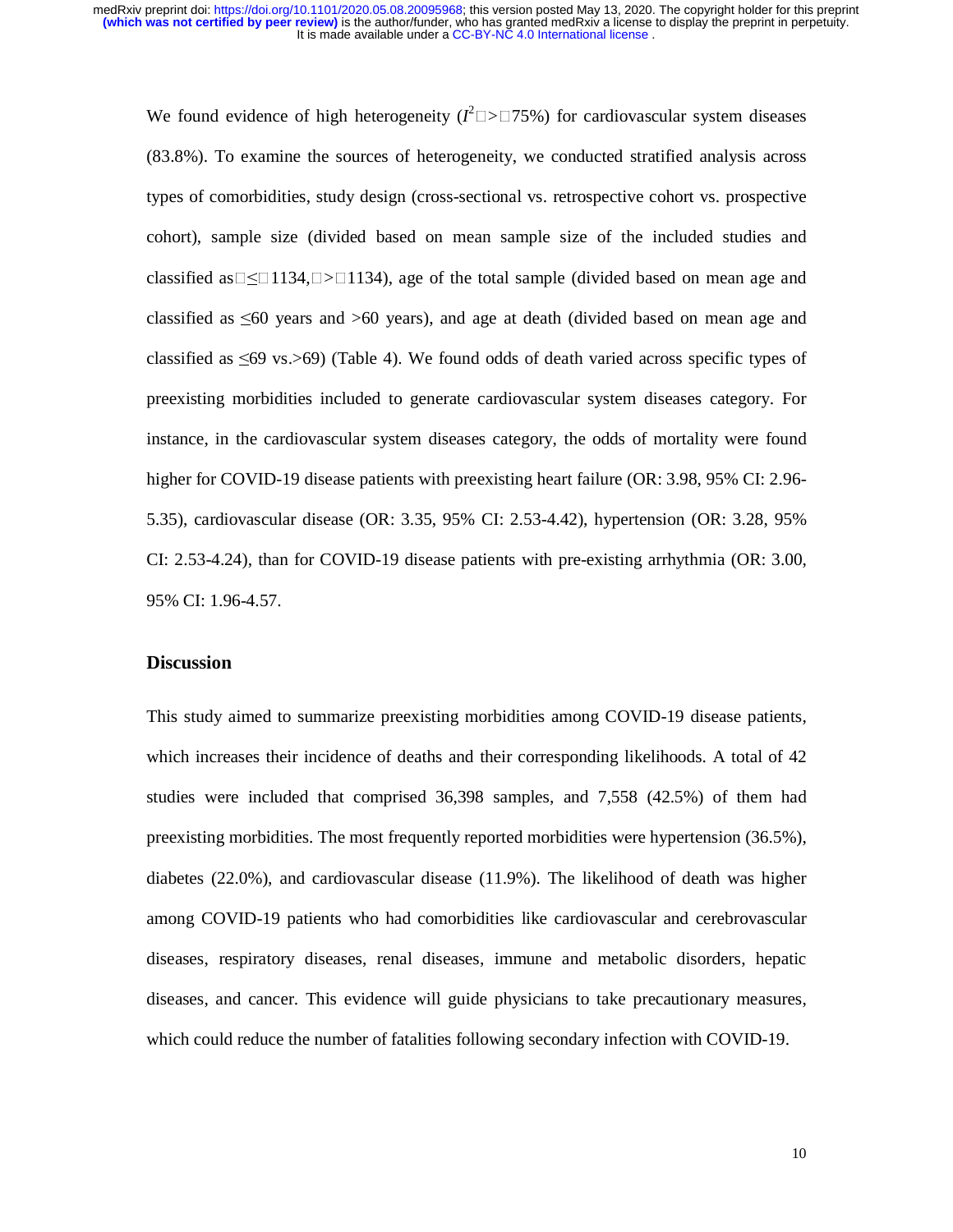We found evidence of high heterogeneity ($I^2 > 75\%$) for cardiovascular system diseases (83.8%). To examine the sources of heterogeneity, we conducted stratified analysis across types of comorbidities, study design (cross-sectional vs. retrospective cohort vs. prospective cohort), sample size (divided based on mean sample size of the included studies and classified as $\leq 1134$, $> 1134$), age of the total sample (divided based on mean age and classified as ≤60 years and >60 years), and age at death (divided based on mean age and classified as ≤69 vs.>69) (Table 4). We found odds of death varied across specific types of preexisting morbidities included to generate cardiovascular system diseases category. For instance, in the cardiovascular system diseases category, the odds of mortality were found higher for COVID-19 disease patients with preexisting heart failure (OR: 3.98, 95% CI: 2.96-5.35), cardiovascular disease (OR: 3.35, 95% CI: 2.53-4.42), hypertension (OR: 3.28, 95% CI: 2.53-4.24), than for COVID-19 disease patients with pre-existing arrhythmia (OR: 3.00, 95% CI: 1.96-4.57.

## Discussion

This study aimed to summarize preexisting morbidities among COVID-19 disease patients, which increases their incidence of deaths and their corresponding likelihoods. A total of 42 studies were included that comprised 36,398 samples, and 7,558 (42.5%) of them had preexisting morbidities. The most frequently reported morbidities were hypertension (36.5%), diabetes (22.0%), and cardiovascular disease (11.9%). The likelihood of death was higher among COVID-19 patients who had comorbidities like cardiovascular and cerebrovascular diseases, respiratory diseases, renal diseases, immune and metabolic disorders, hepatic diseases, and cancer. This evidence will guide physicians to take precautionary measures, which could reduce the number of fatalities following secondary infection with COVID-19.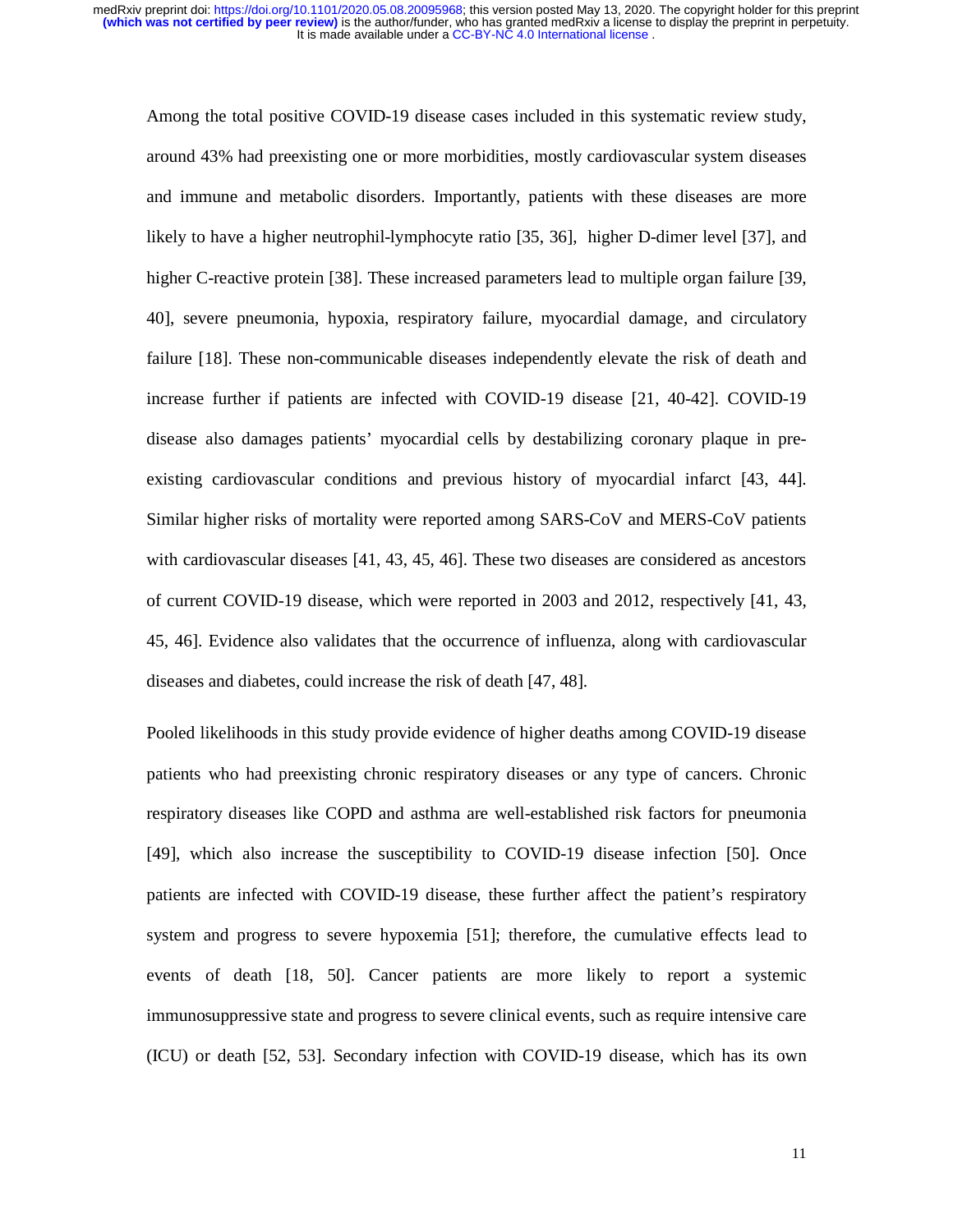Among the total positive COVID-19 disease cases included in this systematic review study, around 43% had preexisting one or more morbidities, mostly cardiovascular system diseases and immune and metabolic disorders. Importantly, patients with these diseases are more likely to have a higher neutrophil-lymphocyte ratio [35, 36], higher D-dimer level [37], and higher C-reactive protein [38]. These increased parameters lead to multiple organ failure [39, 40], severe pneumonia, hypoxia, respiratory failure, myocardial damage, and circulatory failure [18]. These non-communicable diseases independently elevate the risk of death and increase further if patients are infected with COVID-19 disease [21, 40-42]. COVID-19 disease also damages patients' myocardial cells by destabilizing coronary plaque in pre-existing cardiovascular conditions and previous history of myocardial infarct [43, 44]. Similar higher risks of mortality were reported among SARS-CoV and MERS-CoV patients with cardiovascular diseases [41, 43, 45, 46]. These two diseases are considered as ancestors of current COVID-19 disease, which were reported in 2003 and 2012, respectively [41, 43, 45, 46]. Evidence also validates that the occurrence of influenza, along with cardiovascular diseases and diabetes, could increase the risk of death [47, 48].

Pooled likelihoods in this study provide evidence of higher deaths among COVID-19 disease patients who had preexisting chronic respiratory diseases or any type of cancers. Chronic respiratory diseases like COPD and asthma are well-established risk factors for pneumonia [49], which also increase the susceptibility to COVID-19 disease infection [50]. Once patients are infected with COVID-19 disease, these further affect the patient's respiratory system and progress to severe hypoxemia [51]; therefore, the cumulative effects lead to events of death [18, 50]. Cancer patients are more likely to report a systemic immunosuppressive state and progress to severe clinical events, such as require intensive care (ICU) or death [52, 53]. Secondary infection with COVID-19 disease, which has its own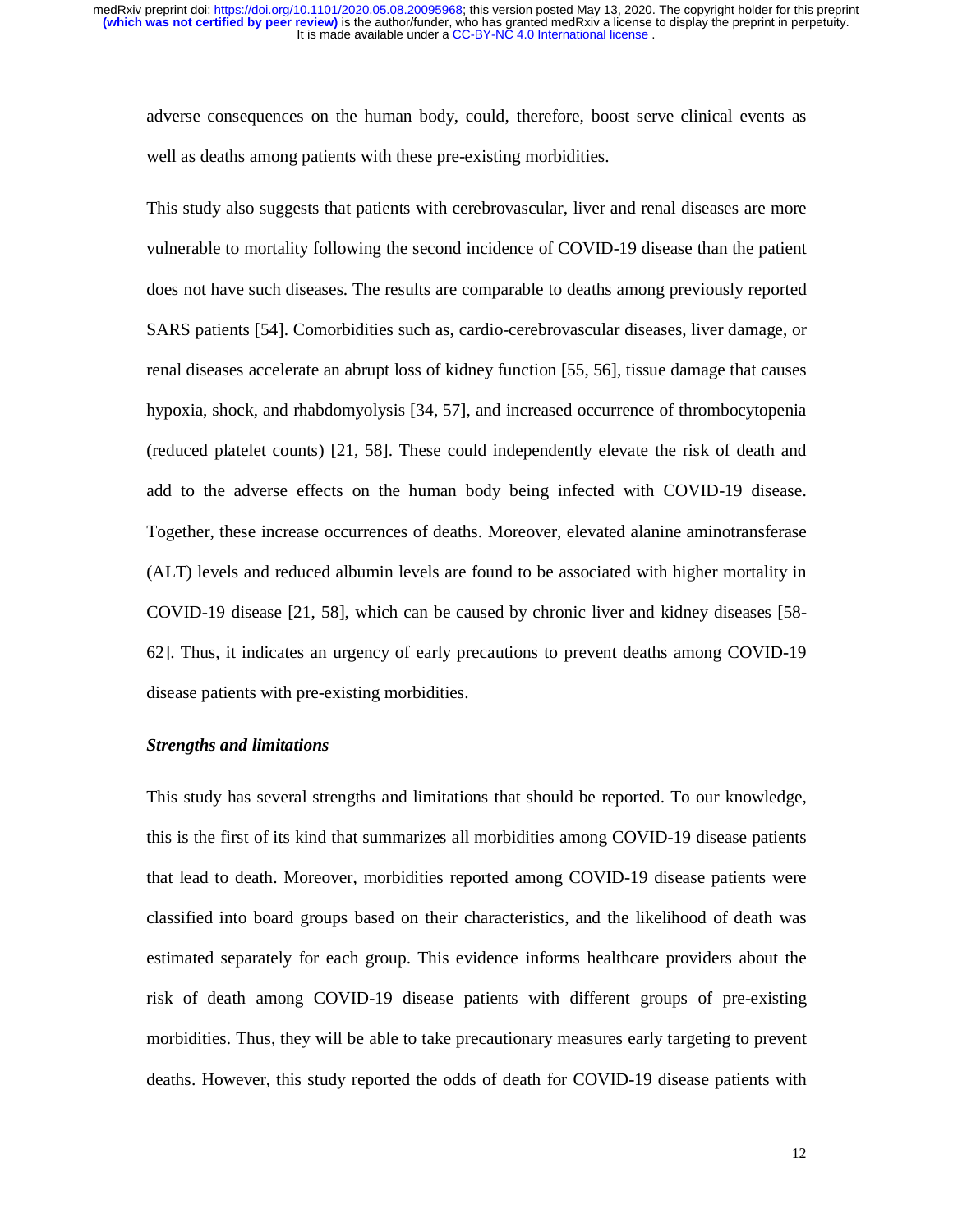adverse consequences on the human body, could, therefore, boost serve clinical events as well as deaths among patients with these pre-existing morbidities.

This study also suggests that patients with cerebrovascular, liver and renal diseases are more vulnerable to mortality following the second incidence of COVID-19 disease than the patient does not have such diseases. The results are comparable to deaths among previously reported SARS patients [54]. Comorbidities such as, cardio-cerebrovascular diseases, liver damage, or renal diseases accelerate an abrupt loss of kidney function [55, 56], tissue damage that causes hypoxia, shock, and rhabdomyolysis [34, 57], and increased occurrence of thrombocytopenia (reduced platelet counts) [21, 58]. These could independently elevate the risk of death and add to the adverse effects on the human body being infected with COVID-19 disease. Together, these increase occurrences of deaths. Moreover, elevated alanine aminotransferase (ALT) levels and reduced albumin levels are found to be associated with higher mortality in COVID-19 disease [21, 58], which can be caused by chronic liver and kidney diseases [58-62]. Thus, it indicates an urgency of early precautions to prevent deaths among COVID-19 disease patients with pre-existing morbidities.

### *Strengths and limitations*

This study has several strengths and limitations that should be reported. To our knowledge, this is the first of its kind that summarizes all morbidities among COVID-19 disease patients that lead to death. Moreover, morbidities reported among COVID-19 disease patients were classified into board groups based on their characteristics, and the likelihood of death was estimated separately for each group. This evidence informs healthcare providers about the risk of death among COVID-19 disease patients with different groups of pre-existing morbidities. Thus, they will be able to take precautionary measures early targeting to prevent deaths. However, this study reported the odds of death for COVID-19 disease patients with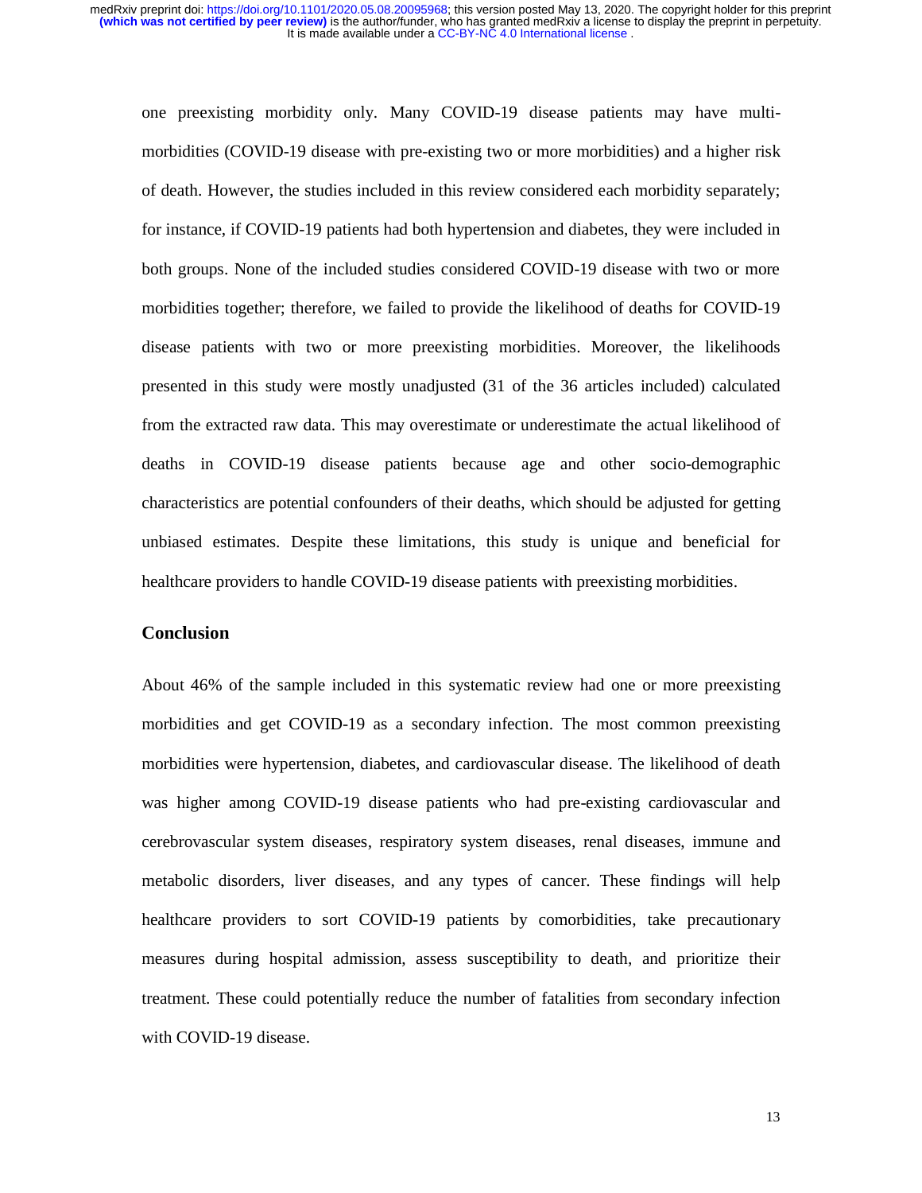one preexisting morbidity only. Many COVID-19 disease patients may have multi-morbidities (COVID-19 disease with pre-existing two or more morbidities) and a higher risk of death. However, the studies included in this review considered each morbidity separately; for instance, if COVID-19 patients had both hypertension and diabetes, they were included in both groups. None of the included studies considered COVID-19 disease with two or more morbidities together; therefore, we failed to provide the likelihood of deaths for COVID-19 disease patients with two or more preexisting morbidities. Moreover, the likelihoods presented in this study were mostly unadjusted (31 of the 36 articles included) calculated from the extracted raw data. This may overestimate or underestimate the actual likelihood of deaths in COVID-19 disease patients because age and other socio-demographic characteristics are potential confounders of their deaths, which should be adjusted for getting unbiased estimates. Despite these limitations, this study is unique and beneficial for healthcare providers to handle COVID-19 disease patients with preexisting morbidities.

## Conclusion

About 46% of the sample included in this systematic review had one or more preexisting morbidities and get COVID-19 as a secondary infection. The most common preexisting morbidities were hypertension, diabetes, and cardiovascular disease. The likelihood of death was higher among COVID-19 disease patients who had pre-existing cardiovascular and cerebrovascular system diseases, respiratory system diseases, renal diseases, immune and metabolic disorders, liver diseases, and any types of cancer. These findings will help healthcare providers to sort COVID-19 patients by comorbidities, take precautionary measures during hospital admission, assess susceptibility to death, and prioritize their treatment. These could potentially reduce the number of fatalities from secondary infection with COVID-19 disease.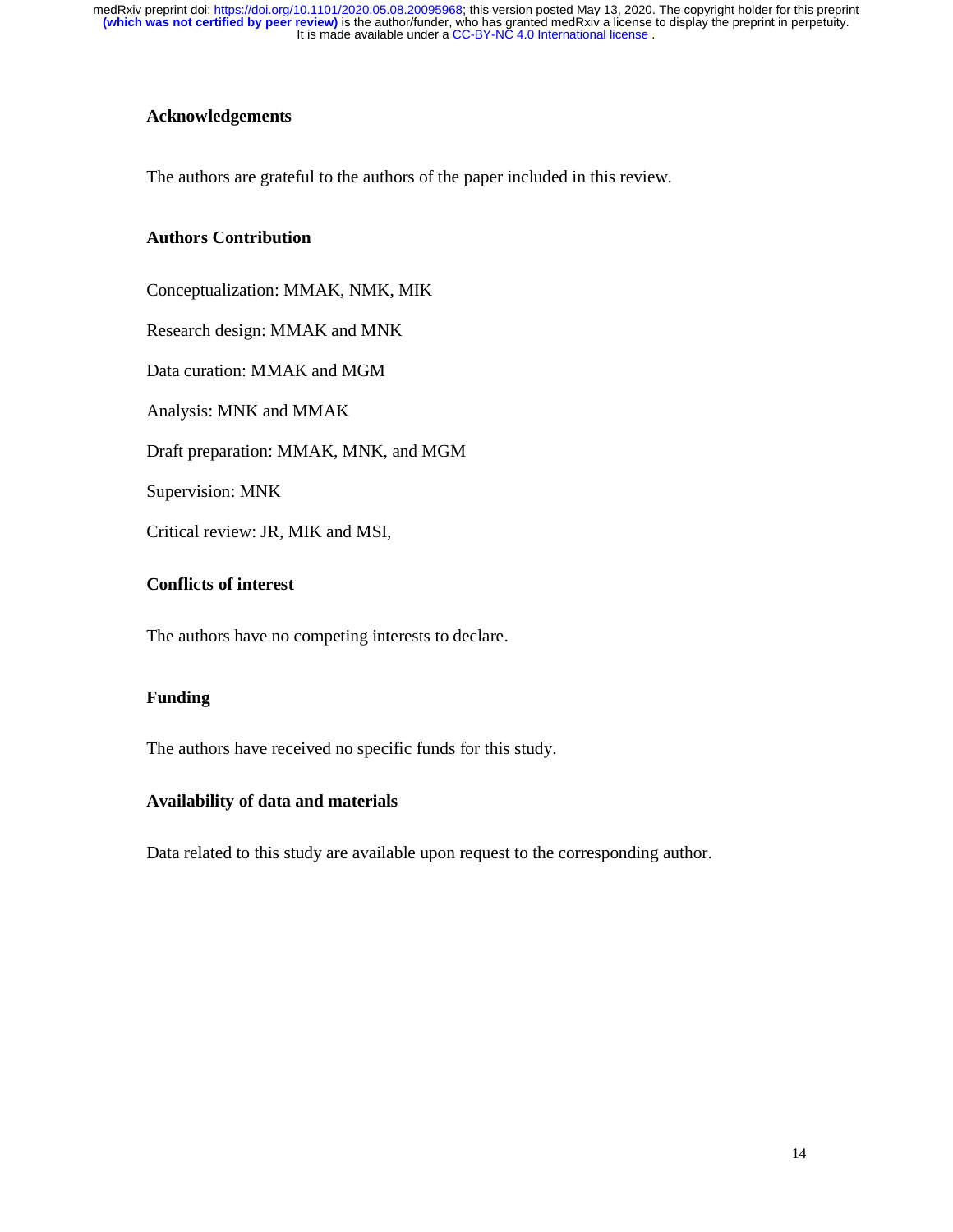## Acknowledgements

The authors are grateful to the authors of the paper included in this review.

## Authors Contribution

Conceptualization: MMAK, NMK, MIK

Research design: MMAK and MNK

Data curation: MMAK and MGM

Analysis: MNK and MMAK

Draft preparation: MMAK, MNK, and MGM

Supervision: MNK

Critical review: JR, MIK and MSI,

## Conflicts of interest

The authors have no competing interests to declare.

## Funding

The authors have received no specific funds for this study.

## Availability of data and materials

Data related to this study are available upon request to the corresponding author.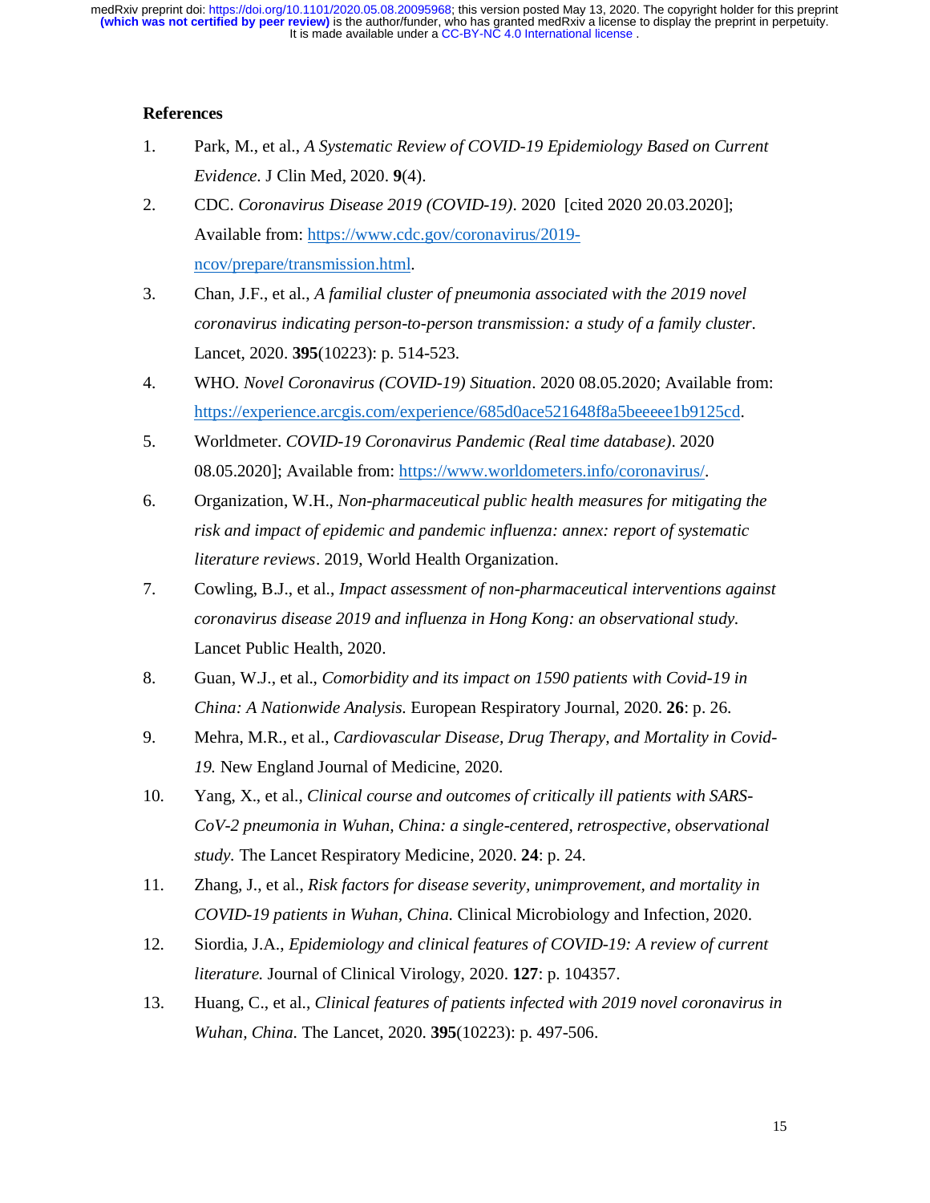## References

1. Park, M., et al., *A Systematic Review of COVID-19 Epidemiology Based on Current Evidence*. J Clin Med, 2020. **9**(4).
2. CDC. *Coronavirus Disease 2019 (COVID-19)*. 2020 [cited 2020 20.03.2020]; Available from: https://www.cdc.gov/coronavirus/2019-ncov/prepare/transmission.html.
3. Chan, J.F., et al., *A familial cluster of pneumonia associated with the 2019 novel coronavirus indicating person-to-person transmission: a study of a family cluster*. Lancet, 2020. **395**(10223): p. 514-523.
4. WHO. *Novel Coronavirus (COVID-19) Situation*. 2020 08.05.2020; Available from: https://experience.arcgis.com/experience/685d0ace521648f8a5beeeee1b9125cd.
5. Worldmeter. *COVID-19 Coronavirus Pandemic (Real time database)*. 2020 08.05.2020]; Available from: https://www.worldometers.info/coronavirus/.
6. Organization, W.H., *Non-pharmaceutical public health measures for mitigating the risk and impact of epidemic and pandemic influenza: annex: report of systematic literature reviews*. 2019, World Health Organization.
7. Cowling, B.J., et al., *Impact assessment of non-pharmaceutical interventions against coronavirus disease 2019 and influenza in Hong Kong: an observational study.* Lancet Public Health, 2020.
8. Guan, W.J., et al., *Comorbidity and its impact on 1590 patients with Covid-19 in China: A Nationwide Analysis.* European Respiratory Journal, 2020. **26**: p. 26.
9. Mehra, M.R., et al., *Cardiovascular Disease, Drug Therapy, and Mortality in Covid-19.* New England Journal of Medicine, 2020.
10. Yang, X., et al., *Clinical course and outcomes of critically ill patients with SARS-CoV-2 pneumonia in Wuhan, China: a single-centered, retrospective, observational study.* The Lancet Respiratory Medicine, 2020. **24**: p. 24.
11. Zhang, J., et al., *Risk factors for disease severity, unimprovement, and mortality in COVID-19 patients in Wuhan, China.* Clinical Microbiology and Infection, 2020.
12. Siordia, J.A., *Epidemiology and clinical features of COVID-19: A review of current literature.* Journal of Clinical Virology, 2020. **127**: p. 104357.
13. Huang, C., et al., *Clinical features of patients infected with 2019 novel coronavirus in Wuhan, China.* The Lancet, 2020. **395**(10223): p. 497-506.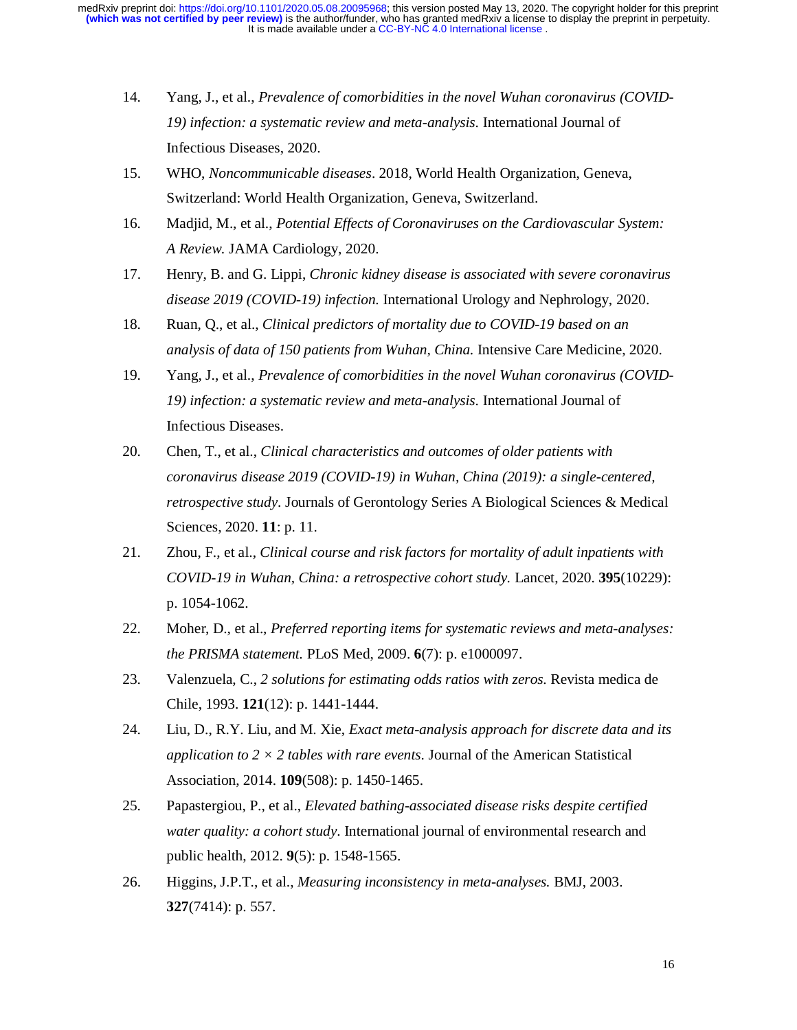14. Yang, J., et al., *Prevalence of comorbidities in the novel Wuhan coronavirus (COVID-19) infection: a systematic review and meta-analysis.* International Journal of Infectious Diseases, 2020.
15. WHO, *Noncommunicable diseases*. 2018, World Health Organization, Geneva, Switzerland: World Health Organization, Geneva, Switzerland.
16. Madjid, M., et al., *Potential Effects of Coronaviruses on the Cardiovascular System: A Review.* JAMA Cardiology, 2020.
17. Henry, B. and G. Lippi, *Chronic kidney disease is associated with severe coronavirus disease 2019 (COVID-19) infection.* International Urology and Nephrology, 2020.
18. Ruan, Q., et al., *Clinical predictors of mortality due to COVID-19 based on an analysis of data of 150 patients from Wuhan, China.* Intensive Care Medicine, 2020.
19. Yang, J., et al., *Prevalence of comorbidities in the novel Wuhan coronavirus (COVID-19) infection: a systematic review and meta-analysis.* International Journal of Infectious Diseases.
20. Chen, T., et al., *Clinical characteristics and outcomes of older patients with coronavirus disease 2019 (COVID-19) in Wuhan, China (2019): a single-centered, retrospective study*. Journals of Gerontology Series A Biological Sciences & Medical Sciences, 2020. **11**: p. 11.
21. Zhou, F., et al., *Clinical course and risk factors for mortality of adult inpatients with COVID-19 in Wuhan, China: a retrospective cohort study.* Lancet, 2020. **395**(10229): p. 1054-1062.
22. Moher, D., et al., *Preferred reporting items for systematic reviews and meta-analyses: the PRISMA statement.* PLoS Med, 2009. **6**(7): p. e1000097.
23. Valenzuela, C., *2 solutions for estimating odds ratios with zeros.* Revista medica de Chile, 1993. **121**(12): p. 1441-1444.
24. Liu, D., R.Y. Liu, and M. Xie, *Exact meta-analysis approach for discrete data and its application to 2 × 2 tables with rare events.* Journal of the American Statistical Association, 2014. **109**(508): p. 1450-1465.
25. Papastergiou, P., et al., *Elevated bathing-associated disease risks despite certified water quality: a cohort study*. International journal of environmental research and public health, 2012. **9**(5): p. 1548-1565.
26. Higgins, J.P.T., et al., *Measuring inconsistency in meta-analyses.* BMJ, 2003. **327**(7414): p. 557.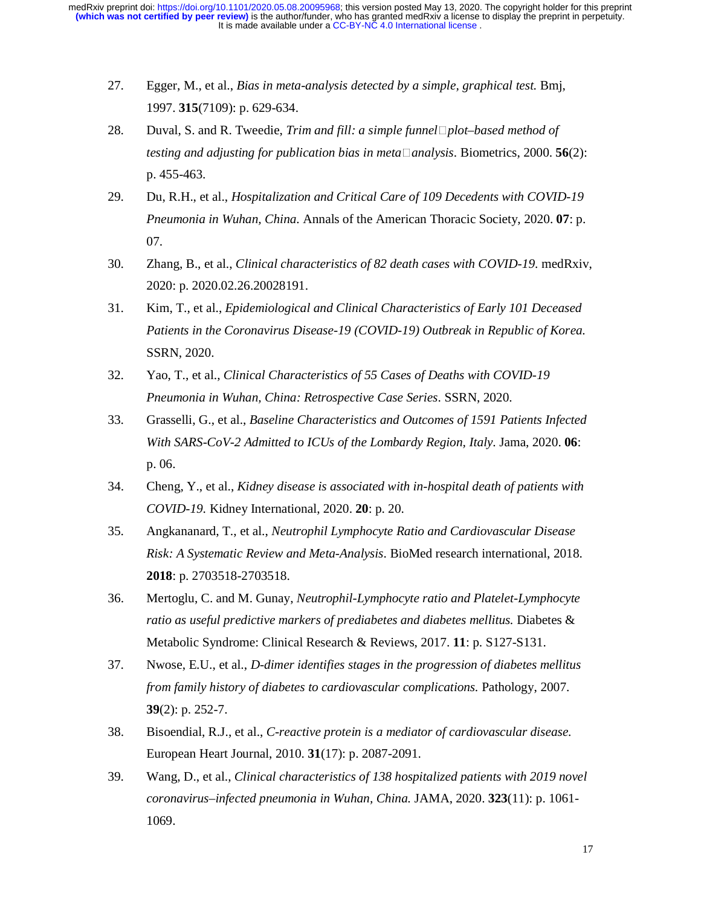27. Egger, M., et al., *Bias in meta-analysis detected by a simple, graphical test.* Bmj, 1997. **315**(7109): p. 629-634.
28. Duval, S. and R. Tweedie, *Trim and fill: a simple funnel□plot–based method of testing and adjusting for publication bias in meta□analysis*. Biometrics, 2000. **56**(2): p. 455-463.
29. Du, R.H., et al., *Hospitalization and Critical Care of 109 Decedents with COVID-19 Pneumonia in Wuhan, China.* Annals of the American Thoracic Society, 2020. **07**: p. 07.
30. Zhang, B., et al., *Clinical characteristics of 82 death cases with COVID-19.* medRxiv, 2020: p. 2020.02.26.20028191.
31. Kim, T., et al., *Epidemiological and Clinical Characteristics of Early 101 Deceased Patients in the Coronavirus Disease-19 (COVID-19) Outbreak in Republic of Korea.* SSRN, 2020.
32. Yao, T., et al., *Clinical Characteristics of 55 Cases of Deaths with COVID-19 Pneumonia in Wuhan, China: Retrospective Case Series*. SSRN, 2020.
33. Grasselli, G., et al., *Baseline Characteristics and Outcomes of 1591 Patients Infected With SARS-CoV-2 Admitted to ICUs of the Lombardy Region, Italy*. Jama, 2020. **06**: p. 06.
34. Cheng, Y., et al., *Kidney disease is associated with in-hospital death of patients with COVID-19.* Kidney International, 2020. **20**: p. 20.
35. Angkananard, T., et al., *Neutrophil Lymphocyte Ratio and Cardiovascular Disease Risk: A Systematic Review and Meta-Analysis*. BioMed research international, 2018. **2018**: p. 2703518-2703518.
36. Mertoglu, C. and M. Gunay, *Neutrophil-Lymphocyte ratio and Platelet-Lymphocyte ratio as useful predictive markers of prediabetes and diabetes mellitus.* Diabetes & Metabolic Syndrome: Clinical Research & Reviews, 2017. **11**: p. S127-S131.
37. Nwose, E.U., et al., *D-dimer identifies stages in the progression of diabetes mellitus from family history of diabetes to cardiovascular complications.* Pathology, 2007. **39**(2): p. 252-7.
38. Bisoendial, R.J., et al., *C-reactive protein is a mediator of cardiovascular disease.* European Heart Journal, 2010. **31**(17): p. 2087-2091.
39. Wang, D., et al., *Clinical characteristics of 138 hospitalized patients with 2019 novel coronavirus–infected pneumonia in Wuhan, China.* JAMA, 2020. **323**(11): p. 1061-1069.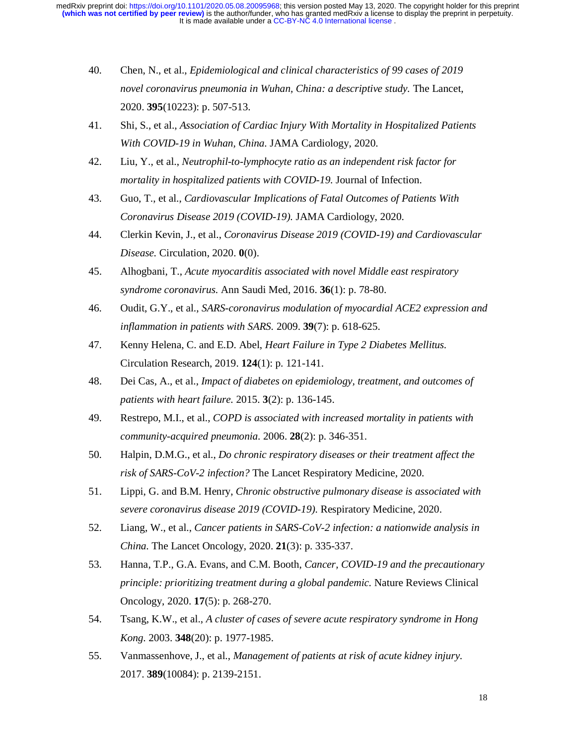40. Chen, N., et al., *Epidemiological and clinical characteristics of 99 cases of 2019 novel coronavirus pneumonia in Wuhan, China: a descriptive study.* The Lancet, 2020. **395**(10223): p. 507-513.
41. Shi, S., et al., *Association of Cardiac Injury With Mortality in Hospitalized Patients With COVID-19 in Wuhan, China.* JAMA Cardiology, 2020.
42. Liu, Y., et al., *Neutrophil-to-lymphocyte ratio as an independent risk factor for mortality in hospitalized patients with COVID-19.* Journal of Infection.
43. Guo, T., et al., *Cardiovascular Implications of Fatal Outcomes of Patients With Coronavirus Disease 2019 (COVID-19).* JAMA Cardiology, 2020.
44. Clerkin Kevin, J., et al., *Coronavirus Disease 2019 (COVID-19) and Cardiovascular Disease.* Circulation, 2020. **0**(0).
45. Alhogbani, T., *Acute myocarditis associated with novel Middle east respiratory syndrome coronavirus.* Ann Saudi Med, 2016. **36**(1): p. 78-80.
46. Oudit, G.Y., et al., *SARS-coronavirus modulation of myocardial ACE2 expression and inflammation in patients with SARS.* 2009. **39**(7): p. 618-625.
47. Kenny Helena, C. and E.D. Abel, *Heart Failure in Type 2 Diabetes Mellitus.* Circulation Research, 2019. **124**(1): p. 121-141.
48. Dei Cas, A., et al., *Impact of diabetes on epidemiology, treatment, and outcomes of patients with heart failure.* 2015. **3**(2): p. 136-145.
49. Restrepo, M.I., et al., *COPD is associated with increased mortality in patients with community-acquired pneumonia.* 2006. **28**(2): p. 346-351.
50. Halpin, D.M.G., et al., *Do chronic respiratory diseases or their treatment affect the risk of SARS-CoV-2 infection?* The Lancet Respiratory Medicine, 2020.
51. Lippi, G. and B.M. Henry, *Chronic obstructive pulmonary disease is associated with severe coronavirus disease 2019 (COVID-19).* Respiratory Medicine, 2020.
52. Liang, W., et al., *Cancer patients in SARS-CoV-2 infection: a nationwide analysis in China.* The Lancet Oncology, 2020. **21**(3): p. 335-337.
53. Hanna, T.P., G.A. Evans, and C.M. Booth, *Cancer, COVID-19 and the precautionary principle: prioritizing treatment during a global pandemic.* Nature Reviews Clinical Oncology, 2020. **17**(5): p. 268-270.
54. Tsang, K.W., et al., *A cluster of cases of severe acute respiratory syndrome in Hong Kong.* 2003. **348**(20): p. 1977-1985.
55. Vanmassenhove, J., et al., *Management of patients at risk of acute kidney injury.* 2017. **389**(10084): p. 2139-2151.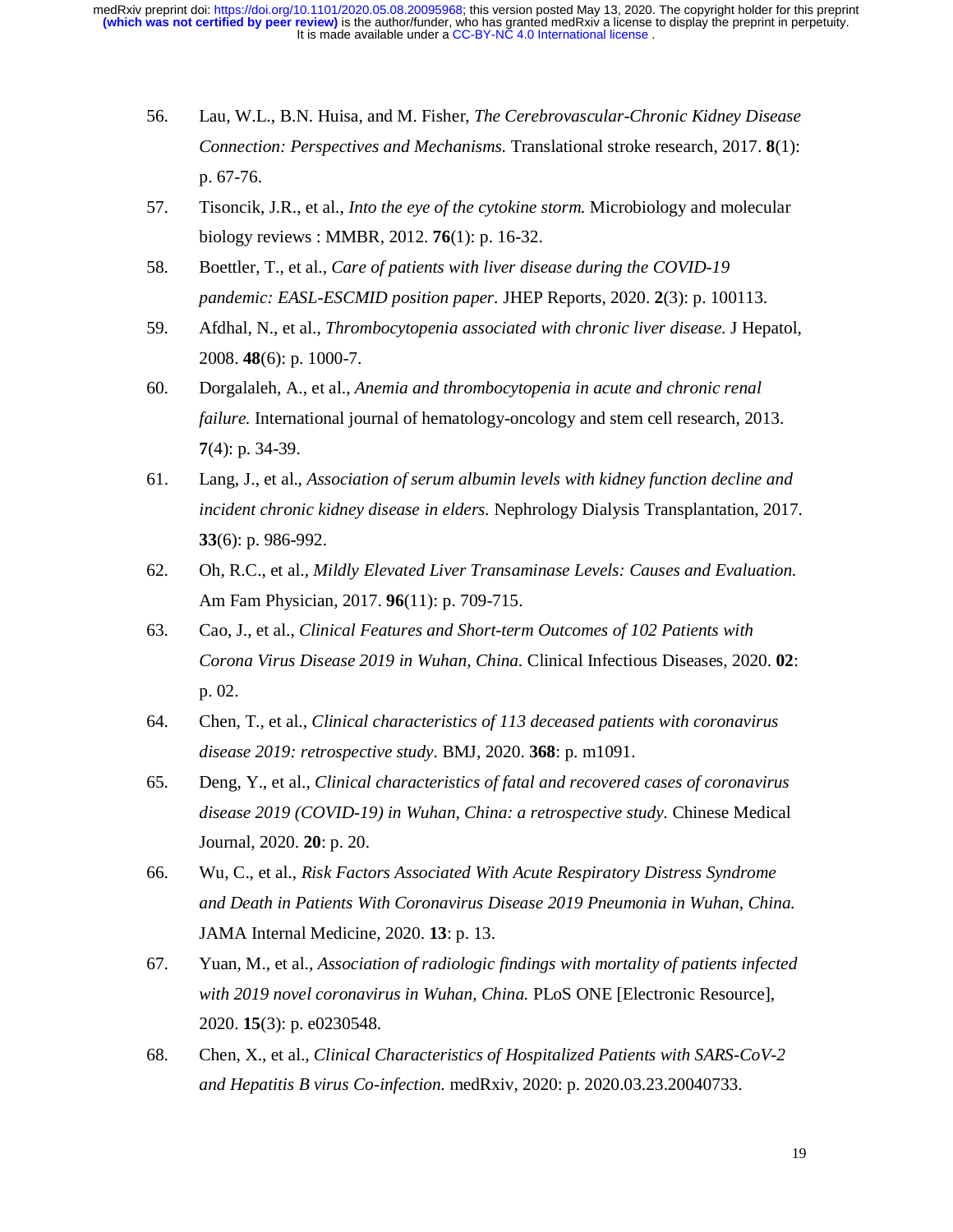56. Lau, W.L., B.N. Huisa, and M. Fisher, *The Cerebrovascular-Chronic Kidney Disease Connection: Perspectives and Mechanisms.* Translational stroke research, 2017. **8**(1): p. 67-76.
57. Tisoncik, J.R., et al., *Into the eye of the cytokine storm.* Microbiology and molecular biology reviews : MMBR, 2012. **76**(1): p. 16-32.
58. Boettler, T., et al., *Care of patients with liver disease during the COVID-19 pandemic: EASL-ESCMID position paper.* JHEP Reports, 2020. **2**(3): p. 100113.
59. Afdhal, N., et al., *Thrombocytopenia associated with chronic liver disease.* J Hepatol, 2008. **48**(6): p. 1000-7.
60. Dorgalaleh, A., et al., *Anemia and thrombocytopenia in acute and chronic renal failure.* International journal of hematology-oncology and stem cell research, 2013. **7**(4): p. 34-39.
61. Lang, J., et al., *Association of serum albumin levels with kidney function decline and incident chronic kidney disease in elders.* Nephrology Dialysis Transplantation, 2017. **33**(6): p. 986-992.
62. Oh, R.C., et al., *Mildly Elevated Liver Transaminase Levels: Causes and Evaluation.* Am Fam Physician, 2017. **96**(11): p. 709-715.
63. Cao, J., et al., *Clinical Features and Short-term Outcomes of 102 Patients with Corona Virus Disease 2019 in Wuhan, China.* Clinical Infectious Diseases, 2020. **02**: p. 02.
64. Chen, T., et al., *Clinical characteristics of 113 deceased patients with coronavirus disease 2019: retrospective study*. BMJ, 2020. **368**: p. m1091.
65. Deng, Y., et al., *Clinical characteristics of fatal and recovered cases of coronavirus disease 2019 (COVID-19) in Wuhan, China: a retrospective study.* Chinese Medical Journal, 2020. **20**: p. 20.
66. Wu, C., et al., *Risk Factors Associated With Acute Respiratory Distress Syndrome and Death in Patients With Coronavirus Disease 2019 Pneumonia in Wuhan, China.* JAMA Internal Medicine, 2020. **13**: p. 13.
67. Yuan, M., et al., *Association of radiologic findings with mortality of patients infected with 2019 novel coronavirus in Wuhan, China.* PLoS ONE [Electronic Resource], 2020. **15**(3): p. e0230548.
68. Chen, X., et al., *Clinical Characteristics of Hospitalized Patients with SARS-CoV-2 and Hepatitis B virus Co-infection.* medRxiv, 2020: p. 2020.03.23.20040733.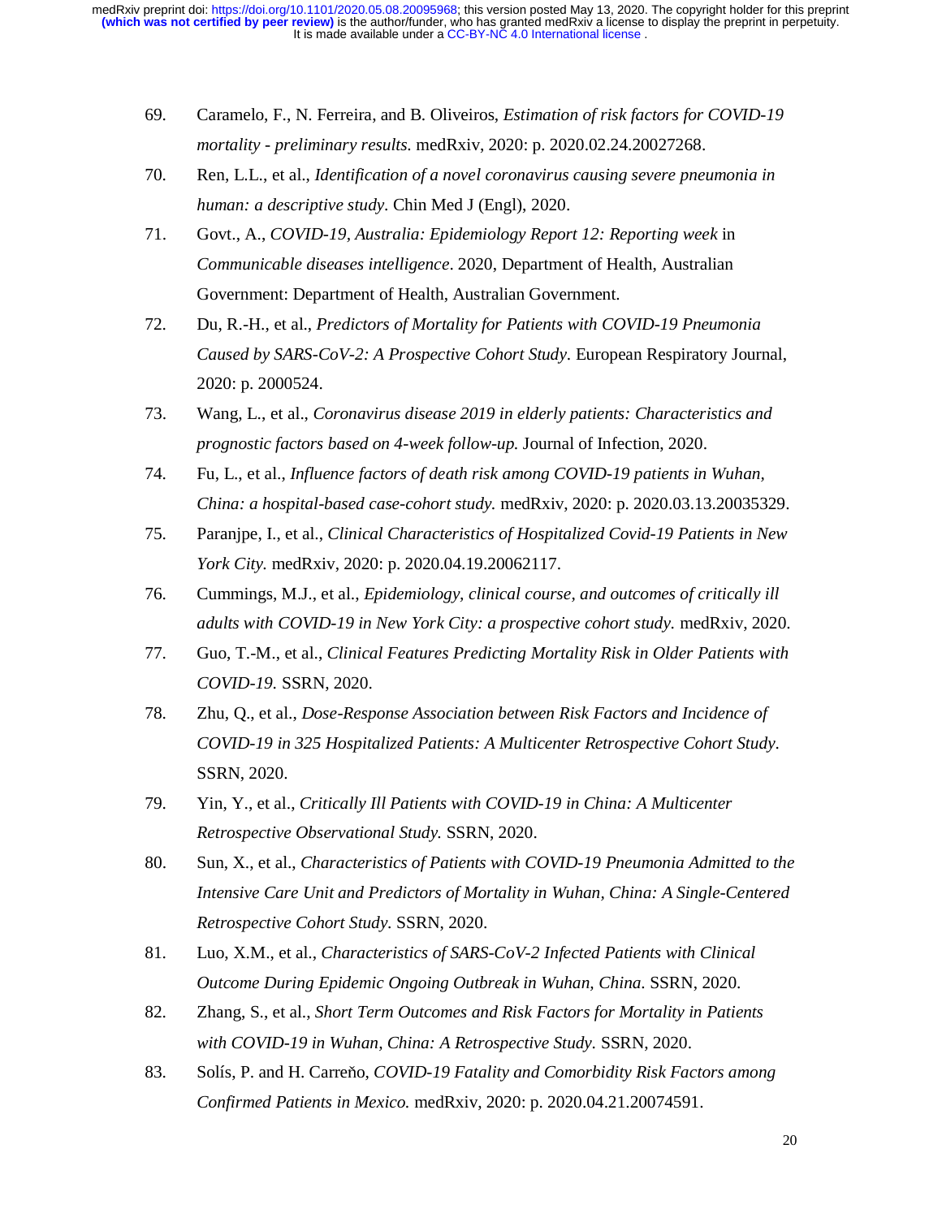69. Caramelo, F., N. Ferreira, and B. Oliveiros, *Estimation of risk factors for COVID-19 mortality - preliminary results.* medRxiv, 2020: p. 2020.02.24.20027268.
70. Ren, L.L., et al., *Identification of a novel coronavirus causing severe pneumonia in human: a descriptive study*. Chin Med J (Engl), 2020.
71. Govt., A., *COVID-19, Australia: Epidemiology Report 12: Reporting week* in *Communicable diseases intelligence*. 2020, Department of Health, Australian Government: Department of Health, Australian Government.
72. Du, R.-H., et al., *Predictors of Mortality for Patients with COVID-19 Pneumonia Caused by SARS-CoV-2: A Prospective Cohort Study.* European Respiratory Journal, 2020: p. 2000524.
73. Wang, L., et al., *Coronavirus disease 2019 in elderly patients: Characteristics and prognostic factors based on 4-week follow-up.* Journal of Infection, 2020.
74. Fu, L., et al., *Influence factors of death risk among COVID-19 patients in Wuhan, China: a hospital-based case-cohort study.* medRxiv, 2020: p. 2020.03.13.20035329.
75. Paranjpe, I., et al., *Clinical Characteristics of Hospitalized Covid-19 Patients in New York City.* medRxiv, 2020: p. 2020.04.19.20062117.
76. Cummings, M.J., et al., *Epidemiology, clinical course, and outcomes of critically ill adults with COVID-19 in New York City: a prospective cohort study.* medRxiv, 2020.
77. Guo, T.-M., et al., *Clinical Features Predicting Mortality Risk in Older Patients with COVID-19.* SSRN, 2020.
78. Zhu, Q., et al., *Dose-Response Association between Risk Factors and Incidence of COVID-19 in 325 Hospitalized Patients: A Multicenter Retrospective Cohort Study.* SSRN, 2020.
79. Yin, Y., et al., *Critically Ill Patients with COVID-19 in China: A Multicenter Retrospective Observational Study.* SSRN, 2020.
80. Sun, X., et al., *Characteristics of Patients with COVID-19 Pneumonia Admitted to the Intensive Care Unit and Predictors of Mortality in Wuhan, China: A Single-Centered Retrospective Cohort Study.* SSRN, 2020.
81. Luo, X.M., et al., *Characteristics of SARS-CoV-2 Infected Patients with Clinical Outcome During Epidemic Ongoing Outbreak in Wuhan, China.* SSRN, 2020.
82. Zhang, S., et al., *Short Term Outcomes and Risk Factors for Mortality in Patients with COVID-19 in Wuhan, China: A Retrospective Study.* SSRN, 2020.
83. Solís, P. and H. Carreňo, *COVID-19 Fatality and Comorbidity Risk Factors among Confirmed Patients in Mexico.* medRxiv, 2020: p. 2020.04.21.20074591.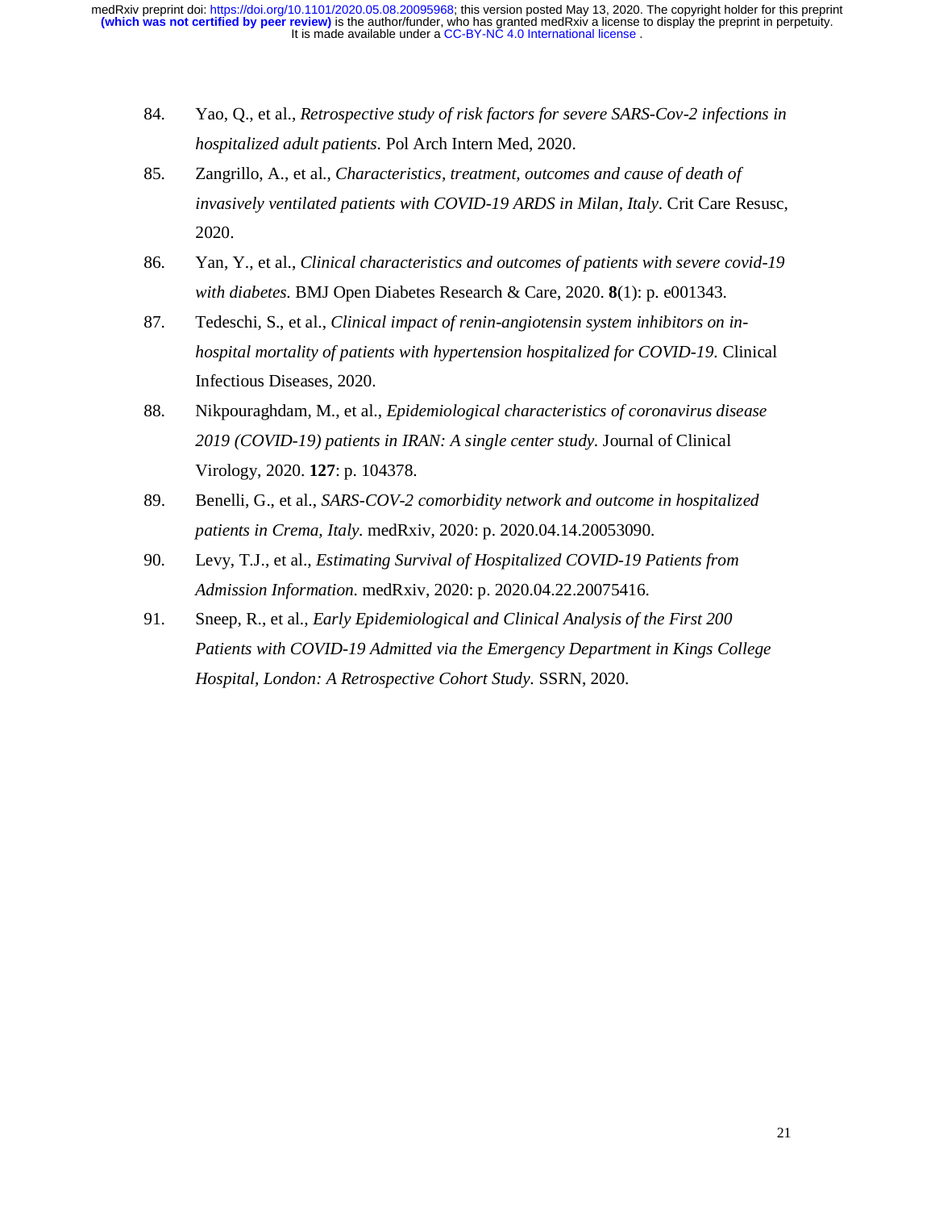84. Yao, Q., et al., *Retrospective study of risk factors for severe SARS-Cov-2 infections in hospitalized adult patients*. Pol Arch Intern Med, 2020.
85. Zangrillo, A., et al., *Characteristics, treatment, outcomes and cause of death of invasively ventilated patients with COVID-19 ARDS in Milan, Italy*. Crit Care Resusc, 2020.
86. Yan, Y., et al., *Clinical characteristics and outcomes of patients with severe covid-19 with diabetes.* BMJ Open Diabetes Research & Care, 2020. **8**(1): p. e001343.
87. Tedeschi, S., et al., *Clinical impact of renin-angiotensin system inhibitors on in-hospital mortality of patients with hypertension hospitalized for COVID-19.* Clinical Infectious Diseases, 2020.
88. Nikpouraghdam, M., et al., *Epidemiological characteristics of coronavirus disease 2019 (COVID-19) patients in IRAN: A single center study.* Journal of Clinical Virology, 2020. **127**: p. 104378.
89. Benelli, G., et al., *SARS-COV-2 comorbidity network and outcome in hospitalized patients in Crema, Italy.* medRxiv, 2020: p. 2020.04.14.20053090.
90. Levy, T.J., et al., *Estimating Survival of Hospitalized COVID-19 Patients from Admission Information.* medRxiv, 2020: p. 2020.04.22.20075416.
91. Sneep, R., et al., *Early Epidemiological and Clinical Analysis of the First 200 Patients with COVID-19 Admitted via the Emergency Department in Kings College Hospital, London: A Retrospective Cohort Study.* SSRN, 2020.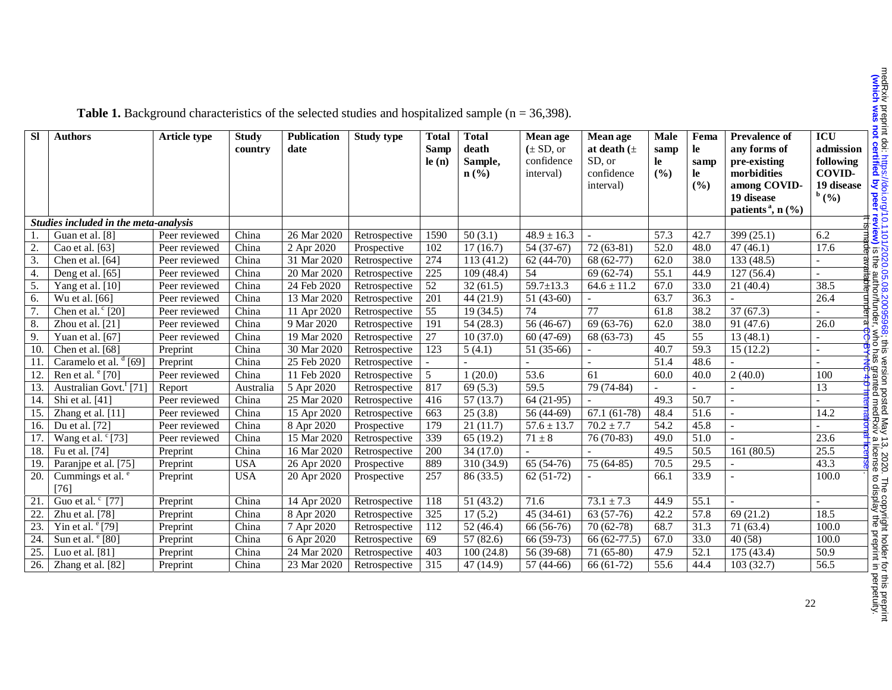**Table 1.** Background characteristics of the selected studies and hospitalized sample (n = 36,398).

| Sl | Authors | Article type | Study country | Publication date | Study type | Total Sample (n) | Total death Sample, n (%) | Mean age (± SD, or confidence interval) | Mean age at death (± SD, or confidence interval) | Male sample (%) | Female sample (%) | Prevalence of any forms of pre-existing morbidities among COVID-19 disease patients [a], n (%) | ICU admission following COVID-19 disease [b] (%) |
|---|---|---|---|---|---|---|---|---|---|---|---|---|---|
| *Studies included in the meta-analysis* | | | | | | | | | | | | | |
| 1. | Guan et al. [8] | Peer reviewed | China | 26 Mar 2020 | Retrospective | 1590 | 50 (3.1) | 48.9 ± 16.3 | - | 57.3 | 42.7 | 399 (25.1) | 6.2 |
| 2. | Cao et al. [63] | Peer reviewed | China | 2 Apr 2020 | Prospective | 102 | 17 (16.7) | 54 (37-67) | 72 (63-81) | 52.0 | 48.0 | 47 (46.1) | 17.6 |
| 3. | Chen et al. [64] | Peer reviewed | China | 31 Mar 2020 | Retrospective | 274 | 113 (41.2) | 62 (44-70) | 68 (62-77) | 62.0 | 38.0 | 133 (48.5) | - |
| 4. | Deng et al. [65] | Peer reviewed | China | 20 Mar 2020 | Retrospective | 225 | 109 (48.4) | 54 | 69 (62-74) | 55.1 | 44.9 | 127 (56.4) | - |
| 5. | Yang et al. [10] | Peer reviewed | China | 24 Feb 2020 | Retrospective | 52 | 32 (61.5) | 59.7±13.3 | 64.6 ± 11.2 | 67.0 | 33.0 | 21 (40.4) | 38.5 |
| 6. | Wu et al. [66] | Peer reviewed | China | 13 Mar 2020 | Retrospective | 201 | 44 (21.9) | 51 (43-60) | - | 63.7 | 36.3 | - | 26.4 |
| 7. | Chen et al. [c] [20] | Peer reviewed | China | 11 Apr 2020 | Retrospective | 55 | 19 (34.5) | 74 | 77 | 61.8 | 38.2 | 37 (67.3) | - |
| 8. | Zhou et al. [21] | Peer reviewed | China | 9 Mar 2020 | Retrospective | 191 | 54 (28.3) | 56 (46-67) | 69 (63-76) | 62.0 | 38.0 | 91 (47.6) | 26.0 |
| 9. | Yuan et al. [67] | Peer reviewed | China | 19 Mar 2020 | Retrospective | 27 | 10 (37.0) | 60 (47-69) | 68 (63-73) | 45 | 55 | 13 (48.1) | - |
| 10. | Chen et al. [68] | Preprint | China | 30 Mar 2020 | Retrospective | 123 | 5 (4.1) | 51 (35-66) | - | 40.7 | 59.3 | 15 (12.2) | - |
| 11. | Caramelo et al. [d] [69] | Preprint | China | 25 Feb 2020 | Retrospective | - | - | - | - | 51.4 | 48.6 | - | - |
| 12. | Ren et al. [e] [70] | Peer reviewed | China | 11 Feb 2020 | Retrospective | 5 | 1 (20.0) | 53.6 | 61 | 60.0 | 40.0 | 2 (40.0) | 100 |
| 13. | Australian Govt.[f] [71] | Report | Australia | 5 Apr 2020 | Retrospective | 817 | 69 (5.3) | 59.5 | 79 (74-84) | - | - | - | 13 |
| 14. | Shi et al. [41] | Peer reviewed | China | 25 Mar 2020 | Retrospective | 416 | 57 (13.7) | 64 (21-95) | - | 49.3 | 50.7 | - | - |
| 15. | Zhang et al. [11] | Peer reviewed | China | 15 Apr 2020 | Retrospective | 663 | 25 (3.8) | 56 (44-69) | 67.1 (61-78) | 48.4 | 51.6 | - | 14.2 |
| 16. | Du et al. [72] | Peer reviewed | China | 8 Apr 2020 | Prospective | 179 | 21 (11.7) | 57.6 ± 13.7 | 70.2 ± 7.7 | 54.2 | 45.8 | - | - |
| 17. | Wang et al. [c] [73] | Peer reviewed | China | 15 Mar 2020 | Retrospective | 339 | 65 (19.2) | 71 ± 8 | 76 (70-83) | 49.0 | 51.0 | - | 23.6 |
| 18. | Fu et al. [74] | Preprint | China | 16 Mar 2020 | Retrospective | 200 | 34 (17.0) | - | - | 49.5 | 50.5 | 161 (80.5) | 25.5 |
| 19. | Paranjpe et al. [75] | Preprint | USA | 26 Apr 2020 | Prospective | 889 | 310 (34.9) | 65 (54-76) | 75 (64-85) | 70.5 | 29.5 | - | 43.3 |
| 20. | Cummings et al. [e] [76] | Preprint | USA | 20 Apr 2020 | Prospective | 257 | 86 (33.5) | 62 (51-72) | - | 66.1 | 33.9 | - | 100.0 |
| 21. | Guo et al. [c] [77] | Preprint | China | 14 Apr 2020 | Retrospective | 118 | 51 (43.2) | 71.6 | 73.1 ± 7.3 | 44.9 | 55.1 | - | - |
| 22. | Zhu et al. [78] | Preprint | China | 8 Apr 2020 | Retrospective | 325 | 17 (5.2) | 45 (34-61) | 63 (57-76) | 42.2 | 57.8 | 69 (21.2) | 18.5 |
| 23. | Yin et al. [e] [79] | Preprint | China | 7 Apr 2020 | Retrospective | 112 | 52 (46.4) | 66 (56-76) | 70 (62-78) | 68.7 | 31.3 | 71 (63.4) | 100.0 |
| 24. | Sun et al. [e] [80] | Preprint | China | 6 Apr 2020 | Retrospective | 69 | 57 (82.6) | 66 (59-73) | 66 (62-77.5) | 67.0 | 33.0 | 40 (58) | 100.0 |
| 25. | Luo et al. [81] | Preprint | China | 24 Mar 2020 | Retrospective | 403 | 100 (24.8) | 56 (39-68) | 71 (65-80) | 47.9 | 52.1 | 175 (43.4) | 50.9 |
| 26. | Zhang et al. [82] | Preprint | China | 23 Mar 2020 | Retrospective | 315 | 47 (14.9) | 57 (44-66) | 66 (61-72) | 55.6 | 44.4 | 103 (32.7) | 56.5 |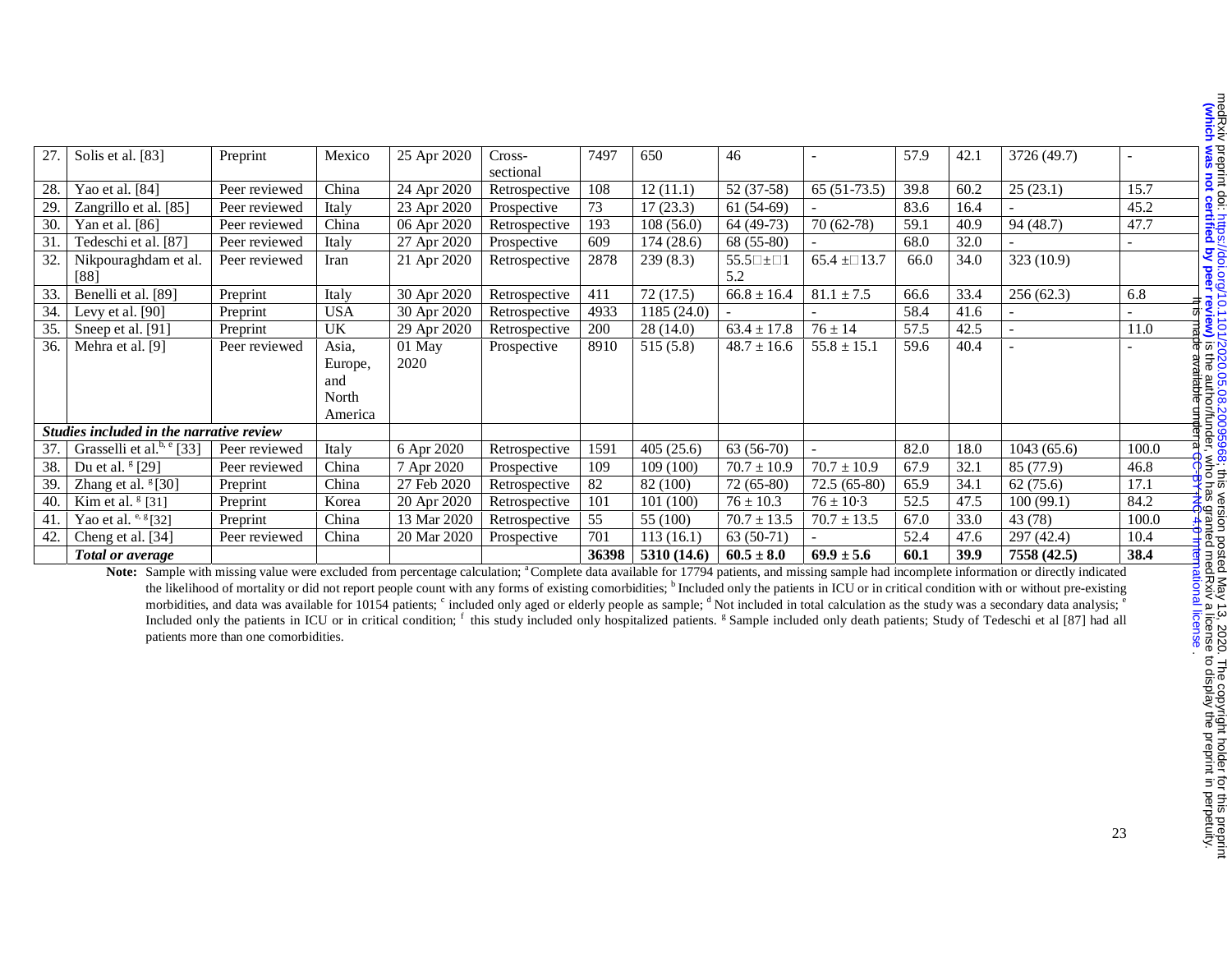| 27. | Solis et al. [83] | Preprint | Mexico | 25 Apr 2020 | Cross-sectional | 7497 | 650 | 46 | - | 57.9 | 42.1 | 3726 (49.7) | - |
|---|---|---|---|---|---|---|---|---|---|---|---|---|---|
| 28. | Yao et al. [84] | Peer reviewed | China | 24 Apr 2020 | Retrospective | 108 | 12 (11.1) | 52 (37-58) | 65 (51-73.5) | 39.8 | 60.2 | 25 (23.1) | 15.7 |
| 29. | Zangrillo et al. [85] | Peer reviewed | Italy | 23 Apr 2020 | Prospective | 73 | 17 (23.3) | 61 (54-69) | - | 83.6 | 16.4 | - | 45.2 |
| 30. | Yan et al. [86] | Peer reviewed | China | 06 Apr 2020 | Retrospective | 193 | 108 (56.0) | 64 (49-73) | 70 (62-78) | 59.1 | 40.9 | 94 (48.7) | 47.7 |
| 31. | Tedeschi et al. [87] | Peer reviewed | Italy | 27 Apr 2020 | Prospective | 609 | 174 (28.6) | 68 (55-80) | - | 68.0 | 32.0 | - | - |
| 32. | Nikpouraghdam et al. [88] | Peer reviewed | Iran | 21 Apr 2020 | Retrospective | 2878 | 239 (8.3) | 55.5 ± 15.2 | 65.4 ± 13.7 | 66.0 | 34.0 | 323 (10.9) | |
| 33. | Benelli et al. [89] | Preprint | Italy | 30 Apr 2020 | Retrospective | 411 | 72 (17.5) | 66.8 ± 16.4 | 81.1 ± 7.5 | 66.6 | 33.4 | 256 (62.3) | 6.8 |
| 34. | Levy et al. [90] | Preprint | USA | 30 Apr 2020 | Retrospective | 4933 | 1185 (24.0) | - | - | 58.4 | 41.6 | - | - |
| 35. | Sneep et al. [91] | Preprint | UK | 29 Apr 2020 | Retrospective | 200 | 28 (14.0) | 63.4 ± 17.8 | 76 ± 14 | 57.5 | 42.5 | - | 11.0 |
| 36. | Mehra et al. [9] | Peer reviewed | Asia, Europe, and North America | 01 May 2020 | Prospective | 8910 | 515 (5.8) | 48.7 ± 16.6 | 55.8 ± 15.1 | 59.6 | 40.4 | - | - |
| | ***Studies included in the narrative review*** | | | | | | | | | | | | |
| 37. | Grasselli et al.[b, e] [33] | Peer reviewed | Italy | 6 Apr 2020 | Retrospective | 1591 | 405 (25.6) | 63 (56-70) | - | 82.0 | 18.0 | 1043 (65.6) | 100.0 |
| 38. | Du et al. [g] [29] | Peer reviewed | China | 7 Apr 2020 | Prospective | 109 | 109 (100) | 70.7 ± 10.9 | 70.7 ± 10.9 | 67.9 | 32.1 | 85 (77.9) | 46.8 |
| 39. | Zhang et al. [g] [30] | Preprint | China | 27 Feb 2020 | Retrospective | 82 | 82 (100) | 72 (65-80) | 72.5 (65-80) | 65.9 | 34.1 | 62 (75.6) | 17.1 |
| 40. | Kim et al. [g] [31] | Preprint | Korea | 20 Apr 2020 | Retrospective | 101 | 101 (100) | 76 ± 10.3 | 76 ± 10·3 | 52.5 | 47.5 | 100 (99.1) | 84.2 |
| 41. | Yao et al. [e, g] [32] | Preprint | China | 13 Mar 2020 | Retrospective | 55 | 55 (100) | 70.7 ± 13.5 | 70.7 ± 13.5 | 67.0 | 33.0 | 43 (78) | 100.0 |
| 42. | Cheng et al. [34] | Peer reviewed | China | 20 Mar 2020 | Prospective | 701 | 113 (16.1) | 63 (50-71) | - | 52.4 | 47.6 | 297 (42.4) | 10.4 |
| | ***Total or average*** | | | | | **36398** | **5310 (14.6)** | **60.5 ± 8.0** | **69.9 ± 5.6** | **60.1** | **39.9** | **7558 (42.5)** | **38.4** |

**Note:** Sample with missing value were excluded from percentage calculation; [a] Complete data available for 17794 patients, and missing sample had incomplete information or directly indicated the likelihood of mortality or did not report people count with any forms of existing comorbidities; [b] Included only the patients in ICU or in critical condition with or without pre-existing morbidities, and data was available for 10154 patients; [c] included only aged or elderly people as sample; [d] Not included in total calculation as the study was a secondary data analysis; [e] Included only the patients in ICU or in critical condition; [f] this study included only hospitalized patients. [g] Sample included only death patients; Study of Tedeschi et al [87] had all patients more than one comorbidities.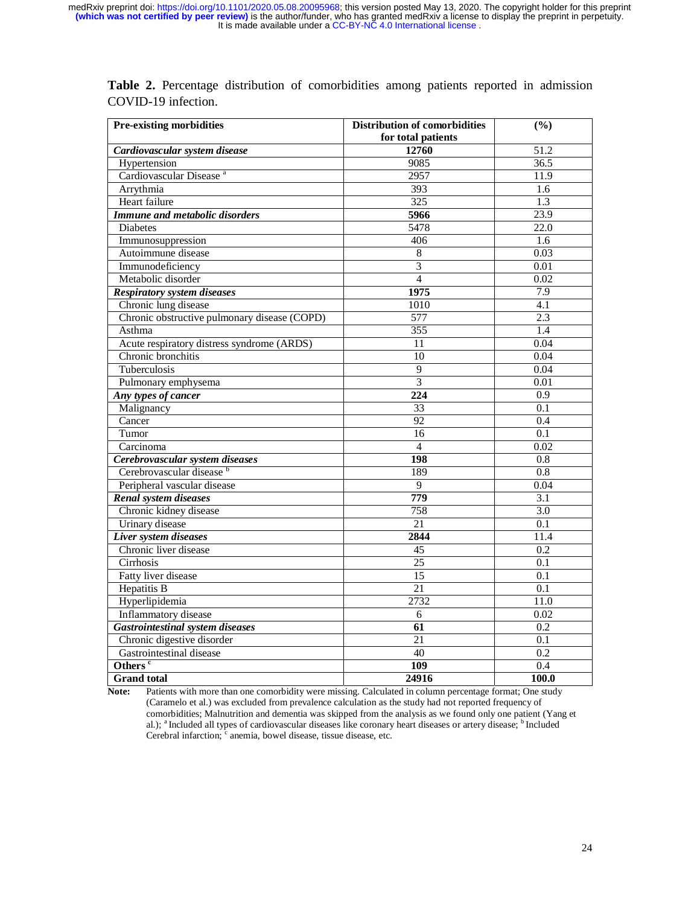**Table 2.** Percentage distribution of comorbidities among patients reported in admission COVID-19 infection.

| Pre-existing morbidities | Distribution of comorbidities for total patients | (%) |
|---|---|---|
| ***Cardiovascular system disease*** | **12760** | 51.2 |
| Hypertension | 9085 | 36.5 |
| Cardiovascular Disease [a] | 2957 | 11.9 |
| Arrythmia | 393 | 1.6 |
| Heart failure | 325 | 1.3 |
| ***Immune and metabolic disorders*** | **5966** | 23.9 |
| Diabetes | 5478 | 22.0 |
| Immunosuppression | 406 | 1.6 |
| Autoimmune disease | 8 | 0.03 |
| Immunodeficiency | 3 | 0.01 |
| Metabolic disorder | 4 | 0.02 |
| ***Respiratory system diseases*** | **1975** | 7.9 |
| Chronic lung disease | 1010 | 4.1 |
| Chronic obstructive pulmonary disease (COPD) | 577 | 2.3 |
| Asthma | 355 | 1.4 |
| Acute respiratory distress syndrome (ARDS) | 11 | 0.04 |
| Chronic bronchitis | 10 | 0.04 |
| Tuberculosis | 9 | 0.04 |
| Pulmonary emphysema | 3 | 0.01 |
| ***Any types of cancer*** | **224** | 0.9 |
| Malignancy | 33 | 0.1 |
| Cancer | 92 | 0.4 |
| Tumor | 16 | 0.1 |
| Carcinoma | 4 | 0.02 |
| ***Cerebrovascular system diseases*** | **198** | 0.8 |
| Cerebrovascular disease [b] | 189 | 0.8 |
| Peripheral vascular disease | 9 | 0.04 |
| ***Renal system diseases*** | **779** | 3.1 |
| Chronic kidney disease | 758 | 3.0 |
| Urinary disease | 21 | 0.1 |
| ***Liver system diseases*** | **2844** | 11.4 |
| Chronic liver disease | 45 | 0.2 |
| Cirrhosis | 25 | 0.1 |
| Fatty liver disease | 15 | 0.1 |
| Hepatitis B | 21 | 0.1 |
| Hyperlipidemia | 2732 | 11.0 |
| Inflammatory disease | 6 | 0.02 |
| ***Gastrointestinal system diseases*** | **61** | 0.2 |
| Chronic digestive disorder | 21 | 0.1 |
| Gastrointestinal disease | 40 | 0.2 |
| **Others** [c] | **109** | 0.4 |
| **Grand total** | **24916** | **100.0** |

**Note:** Patients with more than one comorbidity were missing. Calculated in column percentage format; One study (Caramelo et al.) was excluded from prevalence calculation as the study had not reported frequency of comorbidities; Malnutrition and dementia was skipped from the analysis as we found only one patient (Yang et al.); [a] Included all types of cardiovascular diseases like coronary heart diseases or artery disease; [b] Included Cerebral infarction; [c] anemia, bowel disease, tissue disease, etc.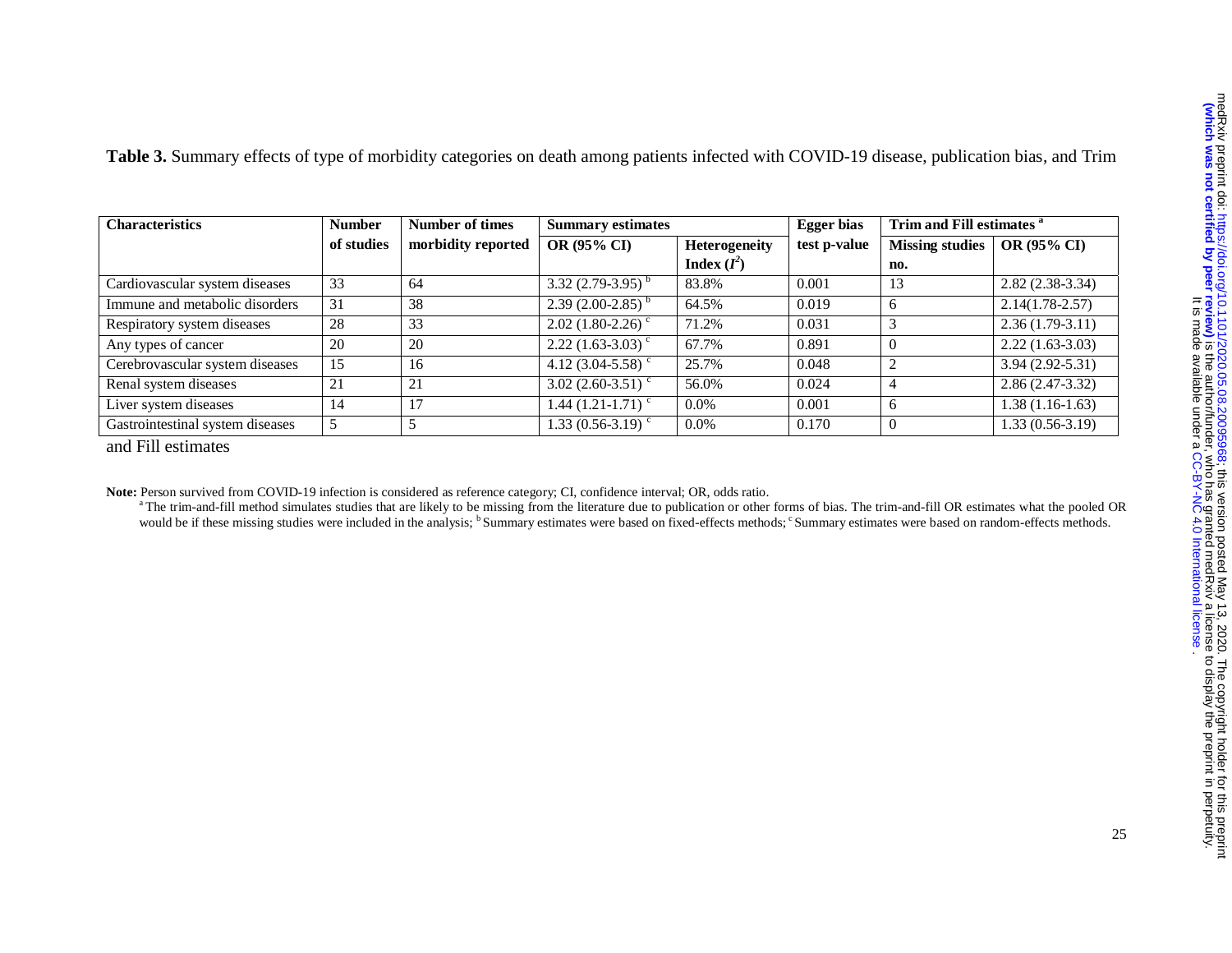**Table 3.** Summary effects of type of morbidity categories on death among patients infected with COVID-19 disease, publication bias, and Trim and Fill estimates

| Characteristics | Number of studies | Number of times morbidity reported | Summary estimates | | Egger bias test p-value | Trim and Fill estimates [a] | |
|---|---|---|---|---|---|---|---|
| | | | OR (95% CI) | Heterogeneity Index ($I^2$) | | Missing studies no. | OR (95% CI) |
| Cardiovascular system diseases | 33 | 64 | 3.32 (2.79-3.95) [b] | 83.8% | 0.001 | 13 | 2.82 (2.38-3.34) |
| Immune and metabolic disorders | 31 | 38 | 2.39 (2.00-2.85) [b] | 64.5% | 0.019 | 6 | 2.14(1.78-2.57) |
| Respiratory system diseases | 28 | 33 | 2.02 (1.80-2.26) [c] | 71.2% | 0.031 | 3 | 2.36 (1.79-3.11) |
| Any types of cancer | 20 | 20 | 2.22 (1.63-3.03) [c] | 67.7% | 0.891 | 0 | 2.22 (1.63-3.03) |
| Cerebrovascular system diseases | 15 | 16 | 4.12 (3.04-5.58) [c] | 25.7% | 0.048 | 2 | 3.94 (2.92-5.31) |
| Renal system diseases | 21 | 21 | 3.02 (2.60-3.51) [c] | 56.0% | 0.024 | 4 | 2.86 (2.47-3.32) |
| Liver system diseases | 14 | 17 | 1.44 (1.21-1.71) [c] | 0.0% | 0.001 | 6 | 1.38 (1.16-1.63) |
| Gastrointestinal system diseases | 5 | 5 | 1.33 (0.56-3.19) [c] | 0.0% | 0.170 | 0 | 1.33 (0.56-3.19) |

**Note:** Person survived from COVID-19 infection is considered as reference category; CI, confidence interval; OR, odds ratio.
[a] The trim-and-fill method simulates studies that are likely to be missing from the literature due to publication or other forms of bias. The trim-and-fill OR estimates what the pooled OR would be if these missing studies were included in the analysis; [b] Summary estimates were based on fixed-effects methods; [c] Summary estimates were based on random-effects methods.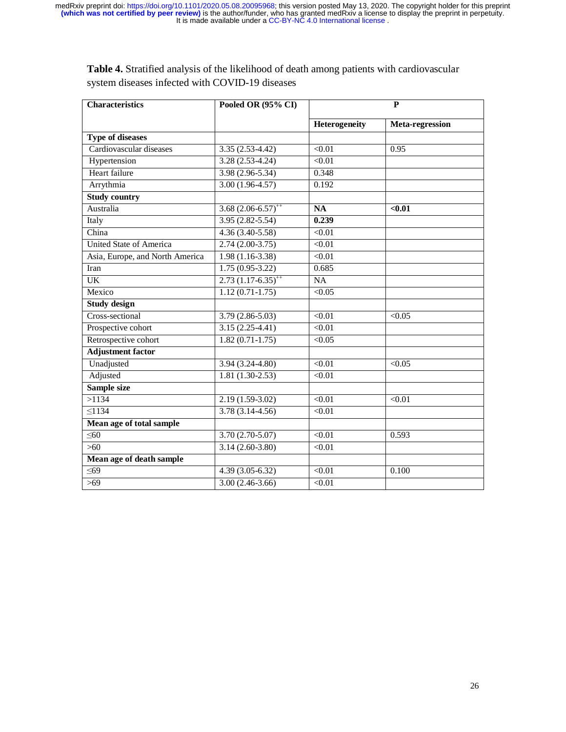**Table 4.** Stratified analysis of the likelihood of death among patients with cardiovascular system diseases infected with COVID-19 diseases

| Characteristics | Pooled OR (95% CI) | P | |
|---|---|---|---|
| | | Heterogeneity | Meta-regression |
| **Type of diseases** | | | |
| Cardiovascular diseases | 3.35 (2.53-4.42) | <0.01 | 0.95 |
| Hypertension | 3.28 (2.53-4.24) | <0.01 | |
| Heart failure | 3.98 (2.96-5.34) | 0.348 | |
| Arrythmia | 3.00 (1.96-4.57) | 0.192 | |
| **Study country** | | | |
| Australia | 3.68 (2.06-6.57)[++] | **NA** | **<0.01** |
| Italy | 3.95 (2.82-5.54) | **0.239** | |
| China | 4.36 (3.40-5.58) | <0.01 | |
| United State of America | 2.74 (2.00-3.75) | <0.01 | |
| Asia, Europe, and North America | 1.98 (1.16-3.38) | <0.01 | |
| Iran | 1.75 (0.95-3.22) | 0.685 | |
| UK | 2.73 (1.17-6.35)[++] | NA | |
| Mexico | 1.12 (0.71-1.75) | <0.05 | |
| **Study design** | | | |
| Cross-sectional | 3.79 (2.86-5.03) | <0.01 | <0.05 |
| Prospective cohort | 3.15 (2.25-4.41) | <0.01 | |
| Retrospective cohort | 1.82 (0.71-1.75) | <0.05 | |
| **Adjustment factor** | | | |
| Unadjusted | 3.94 (3.24-4.80) | <0.01 | <0.05 |
| Adjusted | 1.81 (1.30-2.53) | <0.01 | |
| **Sample size** | | | |
| >1134 | 2.19 (1.59-3.02) | <0.01 | <0.01 |
| ≤1134 | 3.78 (3.14-4.56) | <0.01 | |
| **Mean age of total sample** | | | |
| ≤60 | 3.70 (2.70-5.07) | <0.01 | 0.593 |
| >60 | 3.14 (2.60-3.80) | <0.01 | |
| **Mean age of death sample** | | | |
| ≤69 | 4.39 (3.05-6.32) | <0.01 | 0.100 |
| >69 | 3.00 (2.46-3.66) | <0.01 | |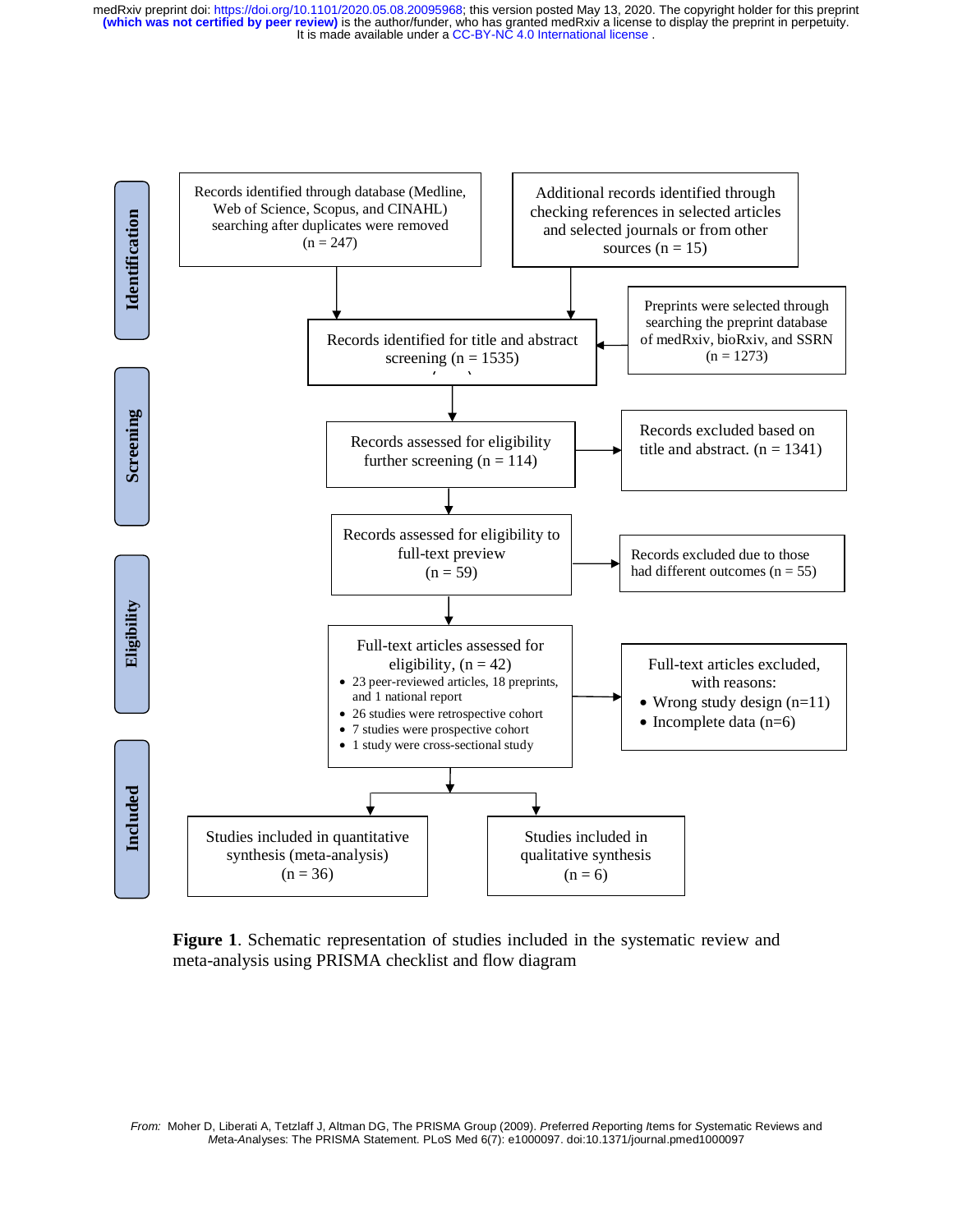Identification

Records identified through database (Medline, Web of Science, Scopus, and CINAHL) searching after duplicates were removed (n = 247)

Additional records identified through checking references in selected articles and selected journals or from other sources (n = 15)

Preprints were selected through searching the preprint database of medRxiv, bioRxiv, and SSRN (n = 1273)

Records identified for title and abstract screening (n = 1535)

Screening

Records assessed for eligibility further screening (n = 114)

Records excluded based on title and abstract. (n = 1341)

Records assessed for eligibility to full-text preview (n = 59)

Records excluded due to those had different outcomes (n = 55)

Eligibility

Full-text articles assessed for eligibility, (n = 42)

- 23 peer-reviewed articles, 18 preprints, and 1 national report
- 26 studies were retrospective cohort
- 7 studies were prospective cohort
- 1 study were cross-sectional study

Full-text articles excluded, with reasons:

- Wrong study design (n=11)
- Incomplete data (n=6)

Included

Studies included in quantitative synthesis (meta-analysis) (n = 36)

Studies included in qualitative synthesis (n = 6)

**Figure 1**. Schematic representation of studies included in the systematic review and meta-analysis using PRISMA checklist and flow diagram

*From:* Moher D, Liberati A, Tetzlaff J, Altman DG, The PRISMA Group (2009). *Preferred Reporting Items for Systematic Reviews and Meta-Analyses*: The PRISMA Statement. PLoS Med 6(7): e1000097. doi:10.1371/journal.pmed1000097